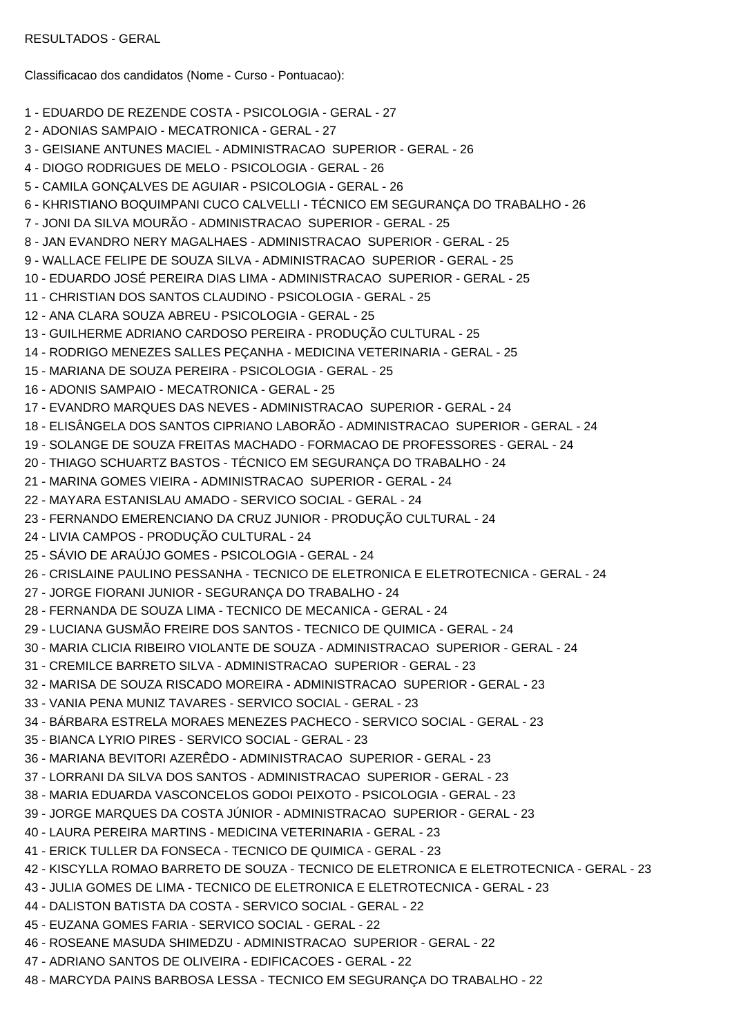RESULTADOS - GERAL

Classificacao dos candidatos (Nome - Curso - Pontuacao):

1 - EDUARDO DE REZENDE COSTA - PSICOLOGIA - GERAL - 27

2 - ADONIAS SAMPAIO - MECATRONICA - GERAL - 27

3 - GEISIANE ANTUNES MACIEL - ADMINISTRACAO SUPERIOR - GERAL - 26

4 - DIOGO RODRIGUES DE MELO - PSICOLOGIA - GERAL - 26

5 - CAMILA GONÇALVES DE AGUIAR - PSICOLOGIA - GERAL - 26

6 - KHRISTIANO BOQUIMPANI CUCO CALVELLI - TÉCNICO EM SEGURANÇA DO TRABALHO - 26

7 - JONI DA SILVA MOURÃO - ADMINISTRACAO SUPERIOR - GERAL - 25

8 - JAN EVANDRO NERY MAGALHAES - ADMINISTRACAO SUPERIOR - GERAL - 25

9 - WALLACE FELIPE DE SOUZA SILVA - ADMINISTRACAO SUPERIOR - GERAL - 25

10 - EDUARDO JOSÉ PEREIRA DIAS LIMA - ADMINISTRACAO SUPERIOR - GERAL - 25

11 - CHRISTIAN DOS SANTOS CLAUDINO - PSICOLOGIA - GERAL - 25

12 - ANA CLARA SOUZA ABREU - PSICOLOGIA - GERAL - 25

13 - GUILHERME ADRIANO CARDOSO PEREIRA - PRODUÇÃO CULTURAL - 25

14 - RODRIGO MENEZES SALLES PEÇANHA - MEDICINA VETERINARIA - GERAL - 25

15 - MARIANA DE SOUZA PEREIRA - PSICOLOGIA - GERAL - 25

16 - ADONIS SAMPAIO - MECATRONICA - GERAL - 25

17 - EVANDRO MARQUES DAS NEVES - ADMINISTRACAO SUPERIOR - GERAL - 24

18 - ELISÂNGELA DOS SANTOS CIPRIANO LABORÃO - ADMINISTRACAO SUPERIOR - GERAL - 24

19 - SOLANGE DE SOUZA FREITAS MACHADO - FORMACAO DE PROFESSORES - GERAL - 24

20 - THIAGO SCHUARTZ BASTOS - TÉCNICO EM SEGURANÇA DO TRABALHO - 24

21 - MARINA GOMES VIEIRA - ADMINISTRACAO SUPERIOR - GERAL - 24

22 - MAYARA ESTANISLAU AMADO - SERVICO SOCIAL - GERAL - 24

23 - FERNANDO EMERENCIANO DA CRUZ JUNIOR - PRODUÇÃO CULTURAL - 24

24 - LIVIA CAMPOS - PRODUÇÃO CULTURAL - 24

25 - SÁVIO DE ARAÚJO GOMES - PSICOLOGIA - GERAL - 24

26 - CRISLAINE PAULINO PESSANHA - TECNICO DE ELETRONICA E ELETROTECNICA - GERAL - 24

27 - JORGE FIORANI JUNIOR - SEGURANÇA DO TRABALHO - 24

28 - FERNANDA DE SOUZA LIMA - TECNICO DE MECANICA - GERAL - 24

29 - LUCIANA GUSMÃO FREIRE DOS SANTOS - TECNICO DE QUIMICA - GERAL - 24

30 - MARIA CLICIA RIBEIRO VIOLANTE DE SOUZA - ADMINISTRACAO SUPERIOR - GERAL - 24

31 - CREMILCE BARRETO SILVA - ADMINISTRACAO SUPERIOR - GERAL - 23

32 - MARISA DE SOUZA RISCADO MOREIRA - ADMINISTRACAO SUPERIOR - GERAL - 23

33 - VANIA PENA MUNIZ TAVARES - SERVICO SOCIAL - GERAL - 23

34 - BÁRBARA ESTRELA MORAES MENEZES PACHECO - SERVICO SOCIAL - GERAL - 23

35 - BIANCA LYRIO PIRES - SERVICO SOCIAL - GERAL - 23

36 - MARIANA BEVITORI AZERÊDO - ADMINISTRACAO SUPERIOR - GERAL - 23

37 - LORRANI DA SILVA DOS SANTOS - ADMINISTRACAO SUPERIOR - GERAL - 23

38 - MARIA EDUARDA VASCONCELOS GODOI PEIXOTO - PSICOLOGIA - GERAL - 23

39 - JORGE MARQUES DA COSTA JÚNIOR - ADMINISTRACAO SUPERIOR - GERAL - 23

40 - LAURA PEREIRA MARTINS - MEDICINA VETERINARIA - GERAL - 23

41 - ERICK TULLER DA FONSECA - TECNICO DE QUIMICA - GERAL - 23

42 - KISCYLLA ROMAO BARRETO DE SOUZA - TECNICO DE ELETRONICA E ELETROTECNICA - GERAL - 23

43 - JULIA GOMES DE LIMA - TECNICO DE ELETRONICA E ELETROTECNICA - GERAL - 23

44 - DALISTON BATISTA DA COSTA - SERVICO SOCIAL - GERAL - 22

45 - EUZANA GOMES FARIA - SERVICO SOCIAL - GERAL - 22

46 - ROSEANE MASUDA SHIMEDZU - ADMINISTRACAO SUPERIOR - GERAL - 22

47 - ADRIANO SANTOS DE OLIVEIRA - EDIFICACOES - GERAL - 22

48 - MARCYDA PAINS BARBOSA LESSA - TECNICO EM SEGURANÇA DO TRABALHO - 22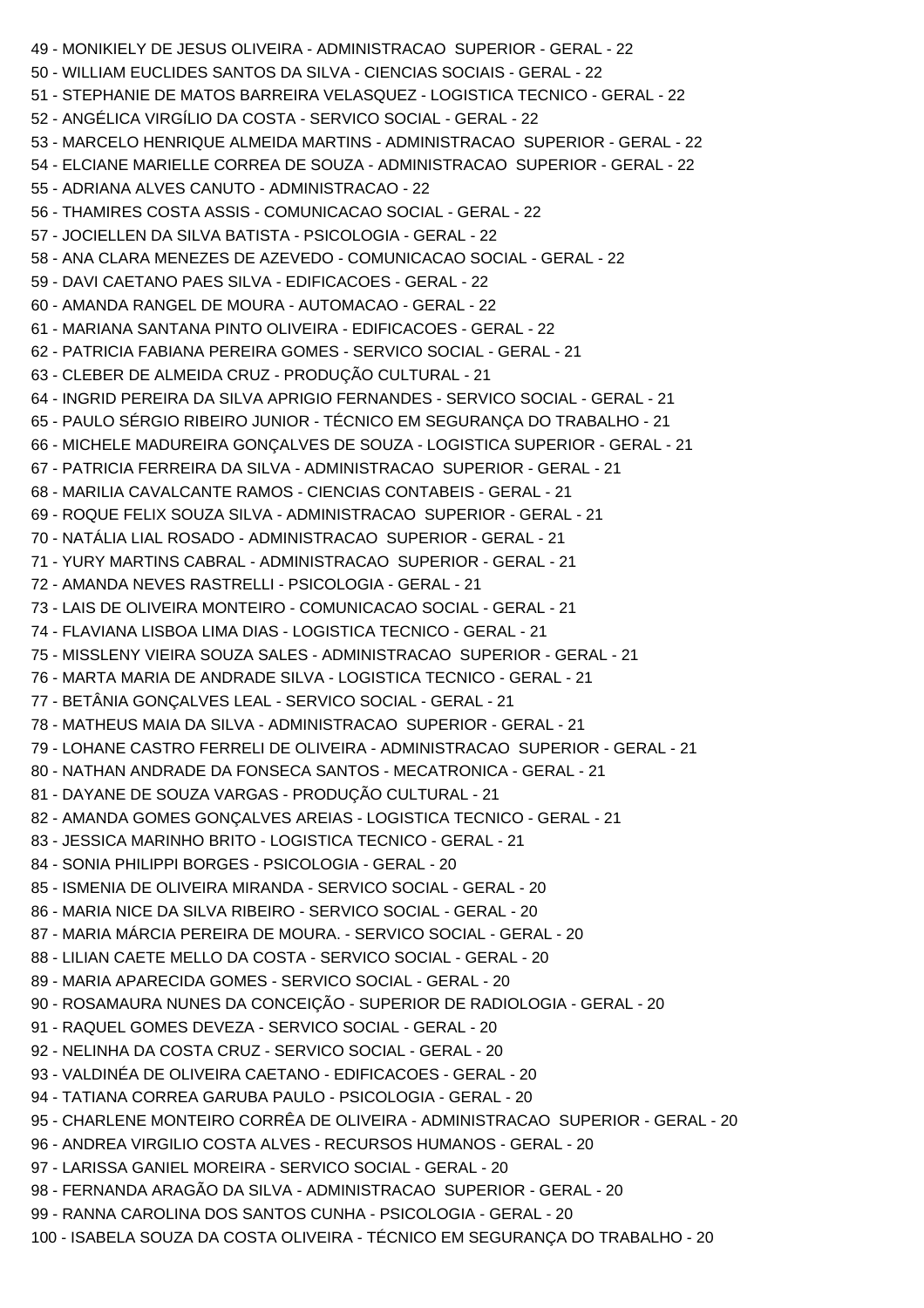49 - MONIKIELY DE JESUS OLIVEIRA - ADMINISTRACAO SUPERIOR - GERAL - 22
50 - WILLIAM EUCLIDES SANTOS DA SILVA - CIENCIAS SOCIAIS - GERAL - 22
51 - STEPHANIE DE MATOS BARREIRA VELASQUEZ - LOGISTICA TECNICO - GERAL - 22
52 - ANGÉLICA VIRGÍLIO DA COSTA - SERVICO SOCIAL - GERAL - 22
53 - MARCELO HENRIQUE ALMEIDA MARTINS - ADMINISTRACAO SUPERIOR - GERAL - 22
54 - ELCIANE MARIELLE CORREA DE SOUZA - ADMINISTRACAO SUPERIOR - GERAL - 22
55 - ADRIANA ALVES CANUTO - ADMINISTRACAO - 22
56 - THAMIRES COSTA ASSIS - COMUNICACAO SOCIAL - GERAL - 22
57 - JOCIELLEN DA SILVA BATISTA - PSICOLOGIA - GERAL - 22
58 - ANA CLARA MENEZES DE AZEVEDO - COMUNICACAO SOCIAL - GERAL - 22
59 - DAVI CAETANO PAES SILVA - EDIFICACOES - GERAL - 22
60 - AMANDA RANGEL DE MOURA - AUTOMACAO - GERAL - 22
61 - MARIANA SANTANA PINTO OLIVEIRA - EDIFICACOES - GERAL - 22
62 - PATRICIA FABIANA PEREIRA GOMES - SERVICO SOCIAL - GERAL - 21
63 - CLEBER DE ALMEIDA CRUZ - PRODUÇÃO CULTURAL - 21
64 - INGRID PEREIRA DA SILVA APRIGIO FERNANDES - SERVICO SOCIAL - GERAL - 21
65 - PAULO SÉRGIO RIBEIRO JUNIOR - TÉCNICO EM SEGURANÇA DO TRABALHO - 21
66 - MICHELE MADUREIRA GONÇALVES DE SOUZA - LOGISTICA SUPERIOR - GERAL - 21
67 - PATRICIA FERREIRA DA SILVA - ADMINISTRACAO SUPERIOR - GERAL - 21
68 - MARILIA CAVALCANTE RAMOS - CIENCIAS CONTABEIS - GERAL - 21
69 - ROQUE FELIX SOUZA SILVA - ADMINISTRACAO SUPERIOR - GERAL - 21
70 - NATÁLIA LIAL ROSADO - ADMINISTRACAO SUPERIOR - GERAL - 21
71 - YURY MARTINS CABRAL - ADMINISTRACAO SUPERIOR - GERAL - 21
72 - AMANDA NEVES RASTRELLI - PSICOLOGIA - GERAL - 21
73 - LAIS DE OLIVEIRA MONTEIRO - COMUNICACAO SOCIAL - GERAL - 21
74 - FLAVIANA LISBOA LIMA DIAS - LOGISTICA TECNICO - GERAL - 21
75 - MISSLENY VIEIRA SOUZA SALES - ADMINISTRACAO SUPERIOR - GERAL - 21
76 - MARTA MARIA DE ANDRADE SILVA - LOGISTICA TECNICO - GERAL - 21
77 - BETÂNIA GONÇALVES LEAL - SERVICO SOCIAL - GERAL - 21
78 - MATHEUS MAIA DA SILVA - ADMINISTRACAO SUPERIOR - GERAL - 21
79 - LOHANE CASTRO FERRELI DE OLIVEIRA - ADMINISTRACAO SUPERIOR - GERAL - 21
80 - NATHAN ANDRADE DA FONSECA SANTOS - MECATRONICA - GERAL - 21
81 - DAYANE DE SOUZA VARGAS - PRODUÇÃO CULTURAL - 21
82 - AMANDA GOMES GONÇALVES AREIAS - LOGISTICA TECNICO - GERAL - 21
83 - JESSICA MARINHO BRITO - LOGISTICA TECNICO - GERAL - 21
84 - SONIA PHILIPPI BORGES - PSICOLOGIA - GERAL - 20
85 - ISMENIA DE OLIVEIRA MIRANDA - SERVICO SOCIAL - GERAL - 20
86 - MARIA NICE DA SILVA RIBEIRO - SERVICO SOCIAL - GERAL - 20
87 - MARIA MÁRCIA PEREIRA DE MOURA. - SERVICO SOCIAL - GERAL - 20
88 - LILIAN CAETE MELLO DA COSTA - SERVICO SOCIAL - GERAL - 20
89 - MARIA APARECIDA GOMES - SERVICO SOCIAL - GERAL - 20
90 - ROSAMAURA NUNES DA CONCEIÇÃO - SUPERIOR DE RADIOLOGIA - GERAL - 20
91 - RAQUEL GOMES DEVEZA - SERVICO SOCIAL - GERAL - 20
92 - NELINHA DA COSTA CRUZ - SERVICO SOCIAL - GERAL - 20
93 - VALDINÉA DE OLIVEIRA CAETANO - EDIFICACOES - GERAL - 20
94 - TATIANA CORREA GARUBA PAULO - PSICOLOGIA - GERAL - 20
95 - CHARLENE MONTEIRO CORRÊA DE OLIVEIRA - ADMINISTRACAO SUPERIOR - GERAL - 20
96 - ANDREA VIRGILIO COSTA ALVES - RECURSOS HUMANOS - GERAL - 20
97 - LARISSA GANIEL MOREIRA - SERVICO SOCIAL - GERAL - 20
98 - FERNANDA ARAGÃO DA SILVA - ADMINISTRACAO SUPERIOR - GERAL - 20
99 - RANNA CAROLINA DOS SANTOS CUNHA - PSICOLOGIA - GERAL - 20
100 - ISABELA SOUZA DA COSTA OLIVEIRA - TÉCNICO EM SEGURANÇA DO TRABALHO - 20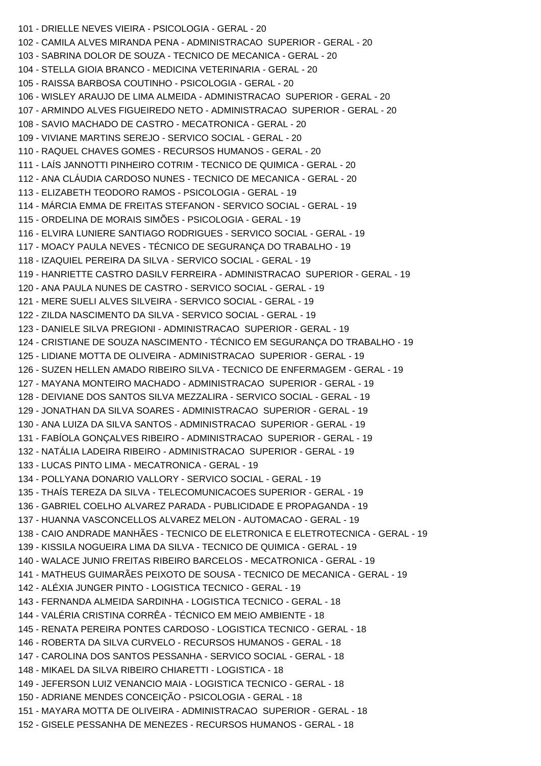101 - DRIELLE NEVES VIEIRA - PSICOLOGIA - GERAL - 20
102 - CAMILA ALVES MIRANDA PENA - ADMINISTRACAO SUPERIOR - GERAL - 20
103 - SABRINA DOLOR DE SOUZA - TECNICO DE MECANICA - GERAL - 20
104 - STELLA GIOIA BRANCO - MEDICINA VETERINARIA - GERAL - 20
105 - RAISSA BARBOSA COUTINHO - PSICOLOGIA - GERAL - 20
106 - WISLEY ARAUJO DE LIMA ALMEIDA - ADMINISTRACAO SUPERIOR - GERAL - 20
107 - ARMINDO ALVES FIGUEIREDO NETO - ADMINISTRACAO SUPERIOR - GERAL - 20
108 - SAVIO MACHADO DE CASTRO - MECATRONICA - GERAL - 20
109 - VIVIANE MARTINS SEREJO - SERVICO SOCIAL - GERAL - 20
110 - RAQUEL CHAVES GOMES - RECURSOS HUMANOS - GERAL - 20
111 - LAÍS JANNOTTI PINHEIRO COTRIM - TECNICO DE QUIMICA - GERAL - 20
112 - ANA CLÁUDIA CARDOSO NUNES - TECNICO DE MECANICA - GERAL - 20
113 - ELIZABETH TEODORO RAMOS - PSICOLOGIA - GERAL - 19
114 - MÁRCIA EMMA DE FREITAS STEFANON - SERVICO SOCIAL - GERAL - 19
115 - ORDELINA DE MORAIS SIMÕES - PSICOLOGIA - GERAL - 19
116 - ELVIRA LUNIERE SANTIAGO RODRIGUES - SERVICO SOCIAL - GERAL - 19
117 - MOACY PAULA NEVES - TÉCNICO DE SEGURANÇA DO TRABALHO - 19
118 - IZAQUIEL PEREIRA DA SILVA - SERVICO SOCIAL - GERAL - 19
119 - HANRIETTE CASTRO DASILV FERREIRA - ADMINISTRACAO SUPERIOR - GERAL - 19
120 - ANA PAULA NUNES DE CASTRO - SERVICO SOCIAL - GERAL - 19
121 - MERE SUELI ALVES SILVEIRA - SERVICO SOCIAL - GERAL - 19
122 - ZILDA NASCIMENTO DA SILVA - SERVICO SOCIAL - GERAL - 19
123 - DANIELE SILVA PREGIONI - ADMINISTRACAO SUPERIOR - GERAL - 19
124 - CRISTIANE DE SOUZA NASCIMENTO - TÉCNICO EM SEGURANÇA DO TRABALHO - 19
125 - LIDIANE MOTTA DE OLIVEIRA - ADMINISTRACAO SUPERIOR - GERAL - 19
126 - SUZEN HELLEN AMADO RIBEIRO SILVA - TECNICO DE ENFERMAGEM - GERAL - 19
127 - MAYANA MONTEIRO MACHADO - ADMINISTRACAO SUPERIOR - GERAL - 19
128 - DEIVIANE DOS SANTOS SILVA MEZZALIRA - SERVICO SOCIAL - GERAL - 19
129 - JONATHAN DA SILVA SOARES - ADMINISTRACAO SUPERIOR - GERAL - 19
130 - ANA LUIZA DA SILVA SANTOS - ADMINISTRACAO SUPERIOR - GERAL - 19
131 - FABÍOLA GONÇALVES RIBEIRO - ADMINISTRACAO SUPERIOR - GERAL - 19
132 - NATÁLIA LADEIRA RIBEIRO - ADMINISTRACAO SUPERIOR - GERAL - 19
133 - LUCAS PINTO LIMA - MECATRONICA - GERAL - 19
134 - POLLYANA DONARIO VALLORY - SERVICO SOCIAL - GERAL - 19
135 - THAÍS TEREZA DA SILVA - TELECOMUNICACOES SUPERIOR - GERAL - 19
136 - GABRIEL COELHO ALVAREZ PARADA - PUBLICIDADE E PROPAGANDA - 19
137 - HUANNA VASCONCELLOS ALVAREZ MELON - AUTOMACAO - GERAL - 19
138 - CAIO ANDRADE MANHÃES - TECNICO DE ELETRONICA E ELETROTECNICA - GERAL - 19
139 - KISSILA NOGUEIRA LIMA DA SILVA - TECNICO DE QUIMICA - GERAL - 19
140 - WALACE JUNIO FREITAS RIBEIRO BARCELOS - MECATRONICA - GERAL - 19
141 - MATHEUS GUIMARÃES PEIXOTO DE SOUSA - TECNICO DE MECANICA - GERAL - 19
142 - ALÉXIA JUNGER PINTO - LOGISTICA TECNICO - GERAL - 19
143 - FERNANDA ALMEIDA SARDINHA - LOGISTICA TECNICO - GERAL - 18
144 - VALÉRIA CRISTINA CORRÊA - TÉCNICO EM MEIO AMBIENTE - 18
145 - RENATA PEREIRA PONTES CARDOSO - LOGISTICA TECNICO - GERAL - 18
146 - ROBERTA DA SILVA CURVELO - RECURSOS HUMANOS - GERAL - 18
147 - CAROLINA DOS SANTOS PESSANHA - SERVICO SOCIAL - GERAL - 18
148 - MIKAEL DA SILVA RIBEIRO CHIARETTI - LOGISTICA - 18
149 - JEFERSON LUIZ VENANCIO MAIA - LOGISTICA TECNICO - GERAL - 18
150 - ADRIANE MENDES CONCEIÇÃO - PSICOLOGIA - GERAL - 18
151 - MAYARA MOTTA DE OLIVEIRA - ADMINISTRACAO SUPERIOR - GERAL - 18
152 - GISELE PESSANHA DE MENEZES - RECURSOS HUMANOS - GERAL - 18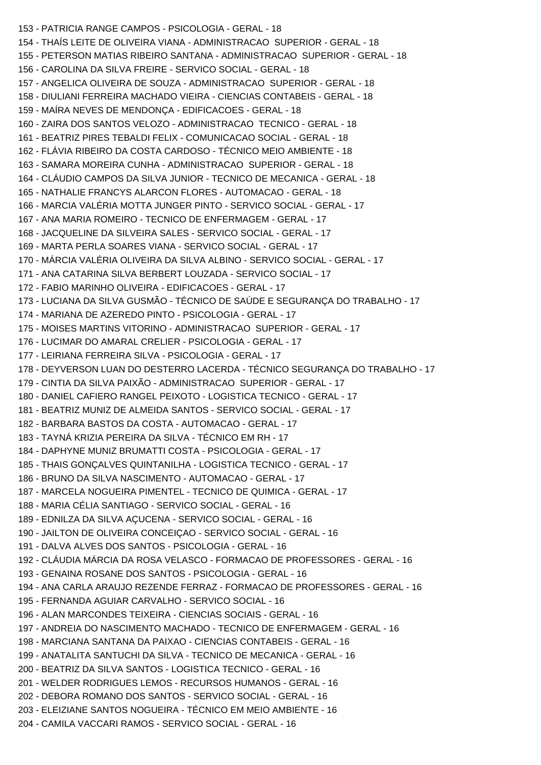153 - PATRICIA RANGE CAMPOS - PSICOLOGIA - GERAL - 18
154 - THAÍS LEITE DE OLIVEIRA VIANA - ADMINISTRACAO SUPERIOR - GERAL - 18
155 - PETERSON MATIAS RIBEIRO SANTANA - ADMINISTRACAO SUPERIOR - GERAL - 18
156 - CAROLINA DA SILVA FREIRE - SERVICO SOCIAL - GERAL - 18
157 - ANGELICA OLIVEIRA DE SOUZA - ADMINISTRACAO SUPERIOR - GERAL - 18
158 - DIULIANI FERREIRA MACHADO VIEIRA - CIENCIAS CONTABEIS - GERAL - 18
159 - MAÍRA NEVES DE MENDONÇA - EDIFICACOES - GERAL - 18
160 - ZAIRA DOS SANTOS VELOZO - ADMINISTRACAO TECNICO - GERAL - 18
161 - BEATRIZ PIRES TEBALDI FELIX - COMUNICACAO SOCIAL - GERAL - 18
162 - FLÁVIA RIBEIRO DA COSTA CARDOSO - TÉCNICO MEIO AMBIENTE - 18
163 - SAMARA MOREIRA CUNHA - ADMINISTRACAO SUPERIOR - GERAL - 18
164 - CLÁUDIO CAMPOS DA SILVA JUNIOR - TECNICO DE MECANICA - GERAL - 18
165 - NATHALIE FRANCYS ALARCON FLORES - AUTOMACAO - GERAL - 18
166 - MARCIA VALÉRIA MOTTA JUNGER PINTO - SERVICO SOCIAL - GERAL - 17
167 - ANA MARIA ROMEIRO - TECNICO DE ENFERMAGEM - GERAL - 17
168 - JACQUELINE DA SILVEIRA SALES - SERVICO SOCIAL - GERAL - 17
169 - MARTA PERLA SOARES VIANA - SERVICO SOCIAL - GERAL - 17
170 - MÁRCIA VALÉRIA OLIVEIRA DA SILVA ALBINO - SERVICO SOCIAL - GERAL - 17
171 - ANA CATARINA SILVA BERBERT LOUZADA - SERVICO SOCIAL - 17
172 - FABIO MARINHO OLIVEIRA - EDIFICACOES - GERAL - 17
173 - LUCIANA DA SILVA GUSMÃO - TÉCNICO DE SAÚDE E SEGURANÇA DO TRABALHO - 17
174 - MARIANA DE AZEREDO PINTO - PSICOLOGIA - GERAL - 17
175 - MOISES MARTINS VITORINO - ADMINISTRACAO SUPERIOR - GERAL - 17
176 - LUCIMAR DO AMARAL CRELIER - PSICOLOGIA - GERAL - 17
177 - LEIRIANA FERREIRA SILVA - PSICOLOGIA - GERAL - 17
178 - DEYVERSON LUAN DO DESTERRO LACERDA - TÉCNICO SEGURANÇA DO TRABALHO - 17
179 - CINTIA DA SILVA PAIXÃO - ADMINISTRACAO SUPERIOR - GERAL - 17
180 - DANIEL CAFIERO RANGEL PEIXOTO - LOGISTICA TECNICO - GERAL - 17
181 - BEATRIZ MUNIZ DE ALMEIDA SANTOS - SERVICO SOCIAL - GERAL - 17
182 - BARBARA BASTOS DA COSTA - AUTOMACAO - GERAL - 17
183 - TAYNÁ KRIZIA PEREIRA DA SILVA - TÉCNICO EM RH - 17
184 - DAPHYNE MUNIZ BRUMATTI COSTA - PSICOLOGIA - GERAL - 17
185 - THAIS GONÇALVES QUINTANILHA - LOGISTICA TECNICO - GERAL - 17
186 - BRUNO DA SILVA NASCIMENTO - AUTOMACAO - GERAL - 17
187 - MARCELA NOGUEIRA PIMENTEL - TECNICO DE QUIMICA - GERAL - 17
188 - MARIA CÉLIA SANTIAGO - SERVICO SOCIAL - GERAL - 16
189 - EDNILZA DA SILVA AÇUCENA - SERVICO SOCIAL - GERAL - 16
190 - JAILTON DE OLIVEIRA CONCEIÇAO - SERVICO SOCIAL - GERAL - 16
191 - DALVA ALVES DOS SANTOS - PSICOLOGIA - GERAL - 16
192 - CLÁUDIA MÁRCIA DA ROSA VELASCO - FORMACAO DE PROFESSORES - GERAL - 16
193 - GENAINA ROSANE DOS SANTOS - PSICOLOGIA - GERAL - 16
194 - ANA CARLA ARAUJO REZENDE FERRAZ - FORMACAO DE PROFESSORES - GERAL - 16
195 - FERNANDA AGUIAR CARVALHO - SERVICO SOCIAL - 16
196 - ALAN MARCONDES TEIXEIRA - CIENCIAS SOCIAIS - GERAL - 16
197 - ANDREIA DO NASCIMENTO MACHADO - TECNICO DE ENFERMAGEM - GERAL - 16
198 - MARCIANA SANTANA DA PAIXAO - CIENCIAS CONTABEIS - GERAL - 16
199 - ANATALITA SANTUCHI DA SILVA - TECNICO DE MECANICA - GERAL - 16
200 - BEATRIZ DA SILVA SANTOS - LOGISTICA TECNICO - GERAL - 16
201 - WELDER RODRIGUES LEMOS - RECURSOS HUMANOS - GERAL - 16
202 - DEBORA ROMANO DOS SANTOS - SERVICO SOCIAL - GERAL - 16
203 - ELEIZIANE SANTOS NOGUEIRA - TÉCNICO EM MEIO AMBIENTE - 16
204 - CAMILA VACCARI RAMOS - SERVICO SOCIAL - GERAL - 16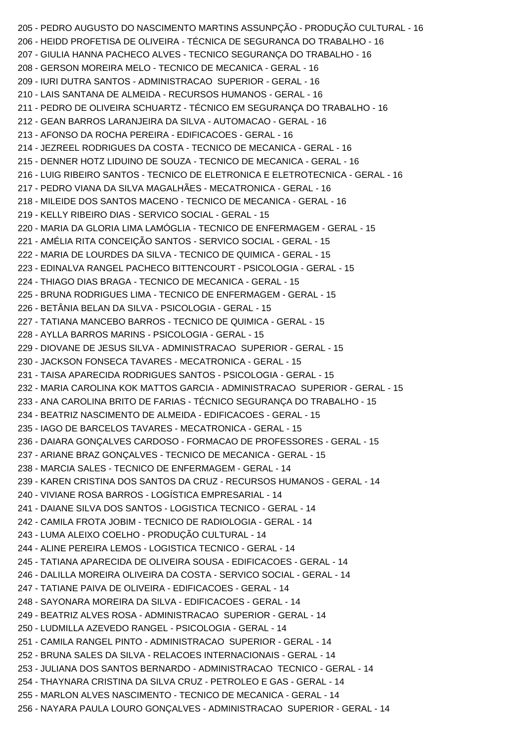205 - PEDRO AUGUSTO DO NASCIMENTO MARTINS ASSUNPÇÃO - PRODUÇÃO CULTURAL - 16
206 - HEIDD PROFETISA DE OLIVEIRA - TÉCNICA DE SEGURANCA DO TRABALHO - 16
207 - GIULIA HANNA PACHECO ALVES - TECNICO SEGURANÇA DO TRABALHO - 16
208 - GERSON MOREIRA MELO - TECNICO DE MECANICA - GERAL - 16
209 - IURI DUTRA SANTOS - ADMINISTRACAO SUPERIOR - GERAL - 16
210 - LAIS SANTANA DE ALMEIDA - RECURSOS HUMANOS - GERAL - 16
211 - PEDRO DE OLIVEIRA SCHUARTZ - TÉCNICO EM SEGURANÇA DO TRABALHO - 16
212 - GEAN BARROS LARANJEIRA DA SILVA - AUTOMACAO - GERAL - 16
213 - AFONSO DA ROCHA PEREIRA - EDIFICACOES - GERAL - 16
214 - JEZREEL RODRIGUES DA COSTA - TECNICO DE MECANICA - GERAL - 16
215 - DENNER HOTZ LIDUINO DE SOUZA - TECNICO DE MECANICA - GERAL - 16
216 - LUIG RIBEIRO SANTOS - TECNICO DE ELETRONICA E ELETROTECNICA - GERAL - 16
217 - PEDRO VIANA DA SILVA MAGALHÃES - MECATRONICA - GERAL - 16
218 - MILEIDE DOS SANTOS MACENO - TECNICO DE MECANICA - GERAL - 16
219 - KELLY RIBEIRO DIAS - SERVICO SOCIAL - GERAL - 15
220 - MARIA DA GLORIA LIMA LAMÓGLIA - TECNICO DE ENFERMAGEM - GERAL - 15
221 - AMÉLIA RITA CONCEIÇÃO SANTOS - SERVICO SOCIAL - GERAL - 15
222 - MARIA DE LOURDES DA SILVA - TECNICO DE QUIMICA - GERAL - 15
223 - EDINALVA RANGEL PACHECO BITTENCOURT - PSICOLOGIA - GERAL - 15
224 - THIAGO DIAS BRAGA - TECNICO DE MECANICA - GERAL - 15
225 - BRUNA RODRIGUES LIMA - TECNICO DE ENFERMAGEM - GERAL - 15
226 - BETÂNIA BELAN DA SILVA - PSICOLOGIA - GERAL - 15
227 - TATIANA MANCEBO BARROS - TECNICO DE QUIMICA - GERAL - 15
228 - AYLLA BARROS MARINS - PSICOLOGIA - GERAL - 15
229 - DIOVANE DE JESUS SILVA - ADMINISTRACAO SUPERIOR - GERAL - 15
230 - JACKSON FONSECA TAVARES - MECATRONICA - GERAL - 15
231 - TAISA APARECIDA RODRIGUES SANTOS - PSICOLOGIA - GERAL - 15
232 - MARIA CAROLINA KOK MATTOS GARCIA - ADMINISTRACAO SUPERIOR - GERAL - 15
233 - ANA CAROLINA BRITO DE FARIAS - TÉCNICO SEGURANÇA DO TRABALHO - 15
234 - BEATRIZ NASCIMENTO DE ALMEIDA - EDIFICACOES - GERAL - 15
235 - IAGO DE BARCELOS TAVARES - MECATRONICA - GERAL - 15
236 - DAIARA GONÇALVES CARDOSO - FORMACAO DE PROFESSORES - GERAL - 15
237 - ARIANE BRAZ GONÇALVES - TECNICO DE MECANICA - GERAL - 15
238 - MARCIA SALES - TECNICO DE ENFERMAGEM - GERAL - 14
239 - KAREN CRISTINA DOS SANTOS DA CRUZ - RECURSOS HUMANOS - GERAL - 14
240 - VIVIANE ROSA BARROS - LOGÍSTICA EMPRESARIAL - 14
241 - DAIANE SILVA DOS SANTOS - LOGISTICA TECNICO - GERAL - 14
242 - CAMILA FROTA JOBIM - TECNICO DE RADIOLOGIA - GERAL - 14
243 - LUMA ALEIXO COELHO - PRODUÇÃO CULTURAL - 14
244 - ALINE PEREIRA LEMOS - LOGISTICA TECNICO - GERAL - 14
245 - TATIANA APARECIDA DE OLIVEIRA SOUSA - EDIFICACOES - GERAL - 14
246 - DALILLA MOREIRA OLIVEIRA DA COSTA - SERVICO SOCIAL - GERAL - 14
247 - TATIANE PAIVA DE OLIVEIRA - EDIFICACOES - GERAL - 14
248 - SAYONARA MOREIRA DA SILVA - EDIFICACOES - GERAL - 14
249 - BEATRIZ ALVES ROSA - ADMINISTRACAO SUPERIOR - GERAL - 14
250 - LUDMILLA AZEVEDO RANGEL - PSICOLOGIA - GERAL - 14
251 - CAMILA RANGEL PINTO - ADMINISTRACAO SUPERIOR - GERAL - 14
252 - BRUNA SALES DA SILVA - RELACOES INTERNACIONAIS - GERAL - 14
253 - JULIANA DOS SANTOS BERNARDO - ADMINISTRACAO TECNICO - GERAL - 14
254 - THAYNARA CRISTINA DA SILVA CRUZ - PETROLEO E GAS - GERAL - 14
255 - MARLON ALVES NASCIMENTO - TECNICO DE MECANICA - GERAL - 14
256 - NAYARA PAULA LOURO GONÇALVES - ADMINISTRACAO SUPERIOR - GERAL - 14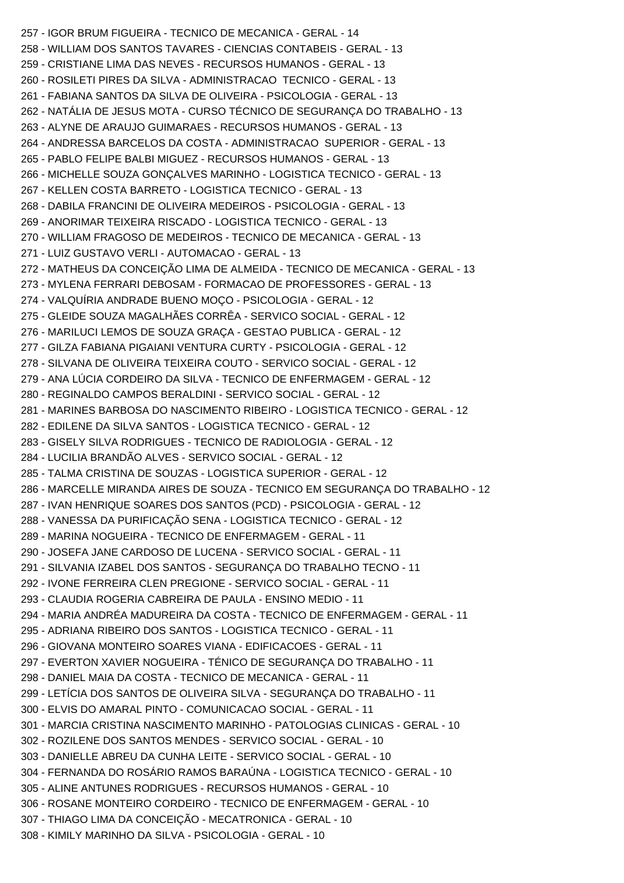257 - IGOR BRUM FIGUEIRA - TECNICO DE MECANICA - GERAL - 14
258 - WILLIAM DOS SANTOS TAVARES - CIENCIAS CONTABEIS - GERAL - 13
259 - CRISTIANE LIMA DAS NEVES - RECURSOS HUMANOS - GERAL - 13
260 - ROSILETI PIRES DA SILVA - ADMINISTRACAO TECNICO - GERAL - 13
261 - FABIANA SANTOS DA SILVA DE OLIVEIRA - PSICOLOGIA - GERAL - 13
262 - NATÁLIA DE JESUS MOTA - CURSO TÉCNICO DE SEGURANÇA DO TRABALHO - 13
263 - ALYNE DE ARAUJO GUIMARAES - RECURSOS HUMANOS - GERAL - 13
264 - ANDRESSA BARCELOS DA COSTA - ADMINISTRACAO SUPERIOR - GERAL - 13
265 - PABLO FELIPE BALBI MIGUEZ - RECURSOS HUMANOS - GERAL - 13
266 - MICHELLE SOUZA GONÇALVES MARINHO - LOGISTICA TECNICO - GERAL - 13
267 - KELLEN COSTA BARRETO - LOGISTICA TECNICO - GERAL - 13
268 - DABILA FRANCINI DE OLIVEIRA MEDEIROS - PSICOLOGIA - GERAL - 13
269 - ANORIMAR TEIXEIRA RISCADO - LOGISTICA TECNICO - GERAL - 13
270 - WILLIAM FRAGOSO DE MEDEIROS - TECNICO DE MECANICA - GERAL - 13
271 - LUIZ GUSTAVO VERLI - AUTOMACAO - GERAL - 13
272 - MATHEUS DA CONCEIÇÃO LIMA DE ALMEIDA - TECNICO DE MECANICA - GERAL - 13
273 - MYLENA FERRARI DEBOSAM - FORMACAO DE PROFESSORES - GERAL - 13
274 - VALQUÍRIA ANDRADE BUENO MOÇO - PSICOLOGIA - GERAL - 12
275 - GLEIDE SOUZA MAGALHÃES CORRÊA - SERVICO SOCIAL - GERAL - 12
276 - MARILUCI LEMOS DE SOUZA GRAÇA - GESTAO PUBLICA - GERAL - 12
277 - GILZA FABIANA PIGAIANI VENTURA CURTY - PSICOLOGIA - GERAL - 12
278 - SILVANA DE OLIVEIRA TEIXEIRA COUTO - SERVICO SOCIAL - GERAL - 12
279 - ANA LÚCIA CORDEIRO DA SILVA - TECNICO DE ENFERMAGEM - GERAL - 12
280 - REGINALDO CAMPOS BERALDINI - SERVICO SOCIAL - GERAL - 12
281 - MARINES BARBOSA DO NASCIMENTO RIBEIRO - LOGISTICA TECNICO - GERAL - 12
282 - EDILENE DA SILVA SANTOS - LOGISTICA TECNICO - GERAL - 12
283 - GISELY SILVA RODRIGUES - TECNICO DE RADIOLOGIA - GERAL - 12
284 - LUCILIA BRANDÃO ALVES - SERVICO SOCIAL - GERAL - 12
285 - TALMA CRISTINA DE SOUZAS - LOGISTICA SUPERIOR - GERAL - 12
286 - MARCELLE MIRANDA AIRES DE SOUZA - TECNICO EM SEGURANÇA DO TRABALHO - 12
287 - IVAN HENRIQUE SOARES DOS SANTOS (PCD) - PSICOLOGIA - GERAL - 12
288 - VANESSA DA PURIFICAÇÃO SENA - LOGISTICA TECNICO - GERAL - 12
289 - MARINA NOGUEIRA - TECNICO DE ENFERMAGEM - GERAL - 11
290 - JOSEFA JANE CARDOSO DE LUCENA - SERVICO SOCIAL - GERAL - 11
291 - SILVANIA IZABEL DOS SANTOS - SEGURANÇA DO TRABALHO TECNO - 11
292 - IVONE FERREIRA CLEN PREGIONE - SERVICO SOCIAL - GERAL - 11
293 - CLAUDIA ROGERIA CABREIRA DE PAULA - ENSINO MEDIO - 11
294 - MARIA ANDRÉA MADUREIRA DA COSTA - TECNICO DE ENFERMAGEM - GERAL - 11
295 - ADRIANA RIBEIRO DOS SANTOS - LOGISTICA TECNICO - GERAL - 11
296 - GIOVANA MONTEIRO SOARES VIANA - EDIFICACOES - GERAL - 11
297 - EVERTON XAVIER NOGUEIRA - TÉNICO DE SEGURANÇA DO TRABALHO - 11
298 - DANIEL MAIA DA COSTA - TECNICO DE MECANICA - GERAL - 11
299 - LETÍCIA DOS SANTOS DE OLIVEIRA SILVA - SEGURANÇA DO TRABALHO - 11
300 - ELVIS DO AMARAL PINTO - COMUNICACAO SOCIAL - GERAL - 11
301 - MARCIA CRISTINA NASCIMENTO MARINHO - PATOLOGIAS CLINICAS - GERAL - 10
302 - ROZILENE DOS SANTOS MENDES - SERVICO SOCIAL - GERAL - 10
303 - DANIELLE ABREU DA CUNHA LEITE - SERVICO SOCIAL - GERAL - 10
304 - FERNANDA DO ROSÁRIO RAMOS BARAÚNA - LOGISTICA TECNICO - GERAL - 10
305 - ALINE ANTUNES RODRIGUES - RECURSOS HUMANOS - GERAL - 10
306 - ROSANE MONTEIRO CORDEIRO - TECNICO DE ENFERMAGEM - GERAL - 10
307 - THIAGO LIMA DA CONCEIÇÃO - MECATRONICA - GERAL - 10
308 - KIMILY MARINHO DA SILVA - PSICOLOGIA - GERAL - 10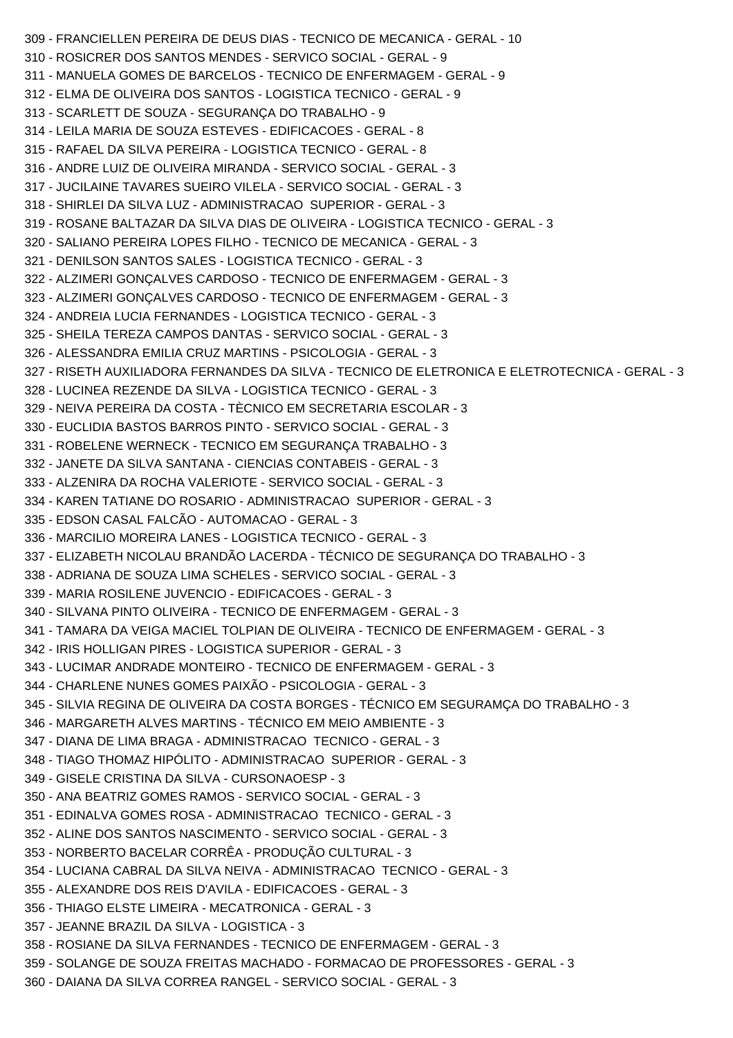309 - FRANCIELLEN PEREIRA DE DEUS DIAS - TECNICO DE MECANICA - GERAL - 10
310 - ROSICRER DOS SANTOS MENDES - SERVICO SOCIAL - GERAL - 9
311 - MANUELA GOMES DE BARCELOS - TECNICO DE ENFERMAGEM - GERAL - 9
312 - ELMA DE OLIVEIRA DOS SANTOS - LOGISTICA TECNICO - GERAL - 9
313 - SCARLETT DE SOUZA - SEGURANÇA DO TRABALHO - 9
314 - LEILA MARIA DE SOUZA ESTEVES - EDIFICACOES - GERAL - 8
315 - RAFAEL DA SILVA PEREIRA - LOGISTICA TECNICO - GERAL - 8
316 - ANDRE LUIZ DE OLIVEIRA MIRANDA - SERVICO SOCIAL - GERAL - 3
317 - JUCILAINE TAVARES SUEIRO VILELA - SERVICO SOCIAL - GERAL - 3
318 - SHIRLEI DA SILVA LUZ - ADMINISTRACAO SUPERIOR - GERAL - 3
319 - ROSANE BALTAZAR DA SILVA DIAS DE OLIVEIRA - LOGISTICA TECNICO - GERAL - 3
320 - SALIANO PEREIRA LOPES FILHO - TECNICO DE MECANICA - GERAL - 3
321 - DENILSON SANTOS SALES - LOGISTICA TECNICO - GERAL - 3
322 - ALZIMERI GONÇALVES CARDOSO - TECNICO DE ENFERMAGEM - GERAL - 3
323 - ALZIMERI GONÇALVES CARDOSO - TECNICO DE ENFERMAGEM - GERAL - 3
324 - ANDREIA LUCIA FERNANDES - LOGISTICA TECNICO - GERAL - 3
325 - SHEILA TEREZA CAMPOS DANTAS - SERVICO SOCIAL - GERAL - 3
326 - ALESSANDRA EMILIA CRUZ MARTINS - PSICOLOGIA - GERAL - 3
327 - RISETH AUXILIADORA FERNANDES DA SILVA - TECNICO DE ELETRONICA E ELETROTECNICA - GERAL - 3
328 - LUCINEA REZENDE DA SILVA - LOGISTICA TECNICO - GERAL - 3
329 - NEIVA PEREIRA DA COSTA - TÈCNICO EM SECRETARIA ESCOLAR - 3
330 - EUCLIDIA BASTOS BARROS PINTO - SERVICO SOCIAL - GERAL - 3
331 - ROBELENE WERNECK - TECNICO EM SEGURANÇA TRABALHO - 3
332 - JANETE DA SILVA SANTANA - CIENCIAS CONTABEIS - GERAL - 3
333 - ALZENIRA DA ROCHA VALERIOTE - SERVICO SOCIAL - GERAL - 3
334 - KAREN TATIANE DO ROSARIO - ADMINISTRACAO SUPERIOR - GERAL - 3
335 - EDSON CASAL FALCÃO - AUTOMACAO - GERAL - 3
336 - MARCILIO MOREIRA LANES - LOGISTICA TECNICO - GERAL - 3
337 - ELIZABETH NICOLAU BRANDÃO LACERDA - TÉCNICO DE SEGURANÇA DO TRABALHO - 3
338 - ADRIANA DE SOUZA LIMA SCHELES - SERVICO SOCIAL - GERAL - 3
339 - MARIA ROSILENE JUVENCIO - EDIFICACOES - GERAL - 3
340 - SILVANA PINTO OLIVEIRA - TECNICO DE ENFERMAGEM - GERAL - 3
341 - TAMARA DA VEIGA MACIEL TOLPIAN DE OLIVEIRA - TECNICO DE ENFERMAGEM - GERAL - 3
342 - IRIS HOLLIGAN PIRES - LOGISTICA SUPERIOR - GERAL - 3
343 - LUCIMAR ANDRADE MONTEIRO - TECNICO DE ENFERMAGEM - GERAL - 3
344 - CHARLENE NUNES GOMES PAIXÃO - PSICOLOGIA - GERAL - 3
345 - SILVIA REGINA DE OLIVEIRA DA COSTA BORGES - TÉCNICO EM SEGURAMÇA DO TRABALHO - 3
346 - MARGARETH ALVES MARTINS - TÉCNICO EM MEIO AMBIENTE - 3
347 - DIANA DE LIMA BRAGA - ADMINISTRACAO TECNICO - GERAL - 3
348 - TIAGO THOMAZ HIPÓLITO - ADMINISTRACAO SUPERIOR - GERAL - 3
349 - GISELE CRISTINA DA SILVA - CURSONAOESP - 3
350 - ANA BEATRIZ GOMES RAMOS - SERVICO SOCIAL - GERAL - 3
351 - EDINALVA GOMES ROSA - ADMINISTRACAO TECNICO - GERAL - 3
352 - ALINE DOS SANTOS NASCIMENTO - SERVICO SOCIAL - GERAL - 3
353 - NORBERTO BACELAR CORRÊA - PRODUÇÃO CULTURAL - 3
354 - LUCIANA CABRAL DA SILVA NEIVA - ADMINISTRACAO TECNICO - GERAL - 3
355 - ALEXANDRE DOS REIS D'AVILA - EDIFICACOES - GERAL - 3
356 - THIAGO ELSTE LIMEIRA - MECATRONICA - GERAL - 3
357 - JEANNE BRAZIL DA SILVA - LOGISTICA - 3
358 - ROSIANE DA SILVA FERNANDES - TECNICO DE ENFERMAGEM - GERAL - 3
359 - SOLANGE DE SOUZA FREITAS MACHADO - FORMACAO DE PROFESSORES - GERAL - 3
360 - DAIANA DA SILVA CORREA RANGEL - SERVICO SOCIAL - GERAL - 3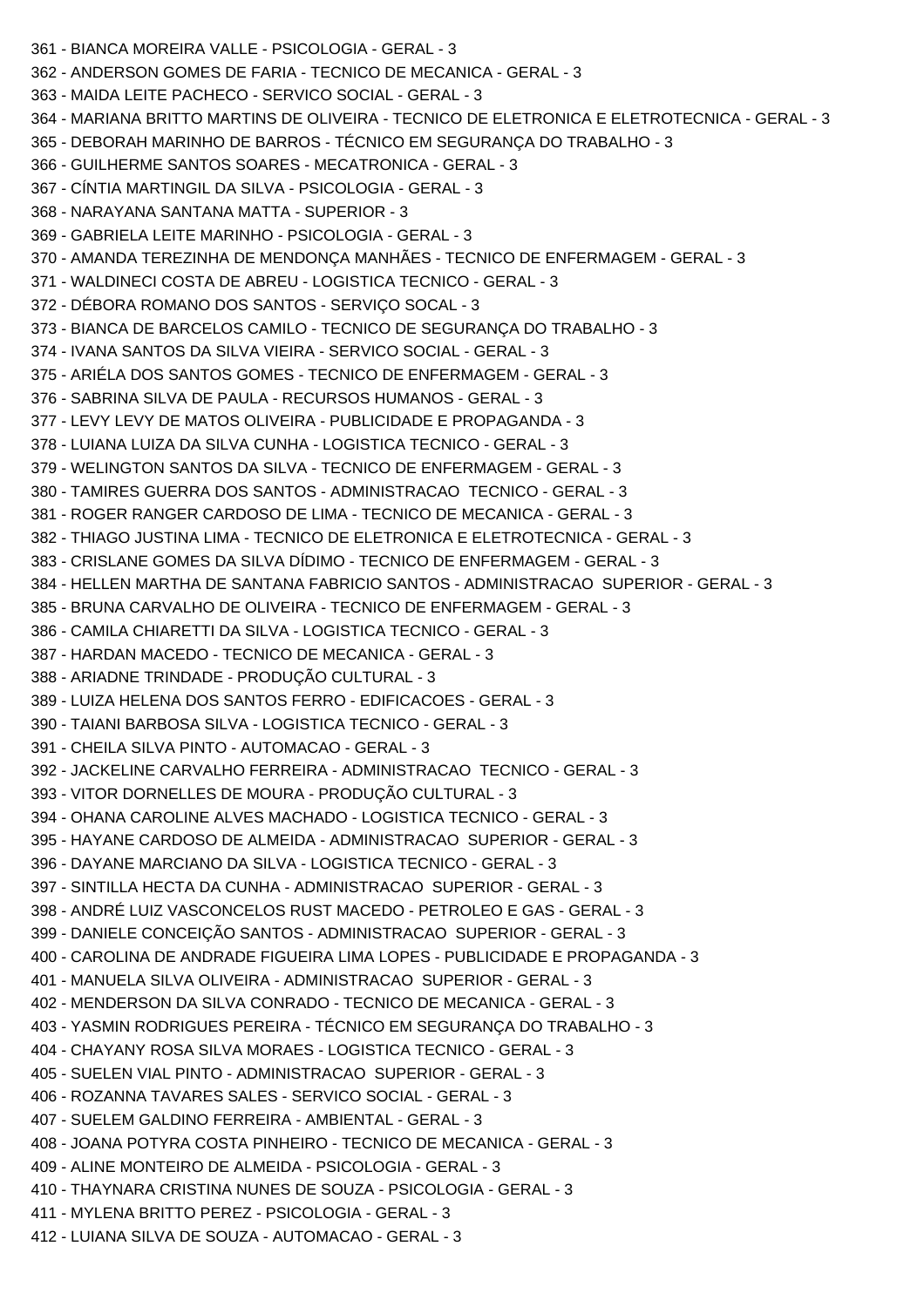361 - BIANCA MOREIRA VALLE - PSICOLOGIA - GERAL - 3
362 - ANDERSON GOMES DE FARIA - TECNICO DE MECANICA - GERAL - 3
363 - MAIDA LEITE PACHECO - SERVICO SOCIAL - GERAL - 3
364 - MARIANA BRITTO MARTINS DE OLIVEIRA - TECNICO DE ELETRONICA E ELETROTECNICA - GERAL - 3
365 - DEBORAH MARINHO DE BARROS - TÉCNICO EM SEGURANÇA DO TRABALHO - 3
366 - GUILHERME SANTOS SOARES - MECATRONICA - GERAL - 3
367 - CÍNTIA MARTINGIL DA SILVA - PSICOLOGIA - GERAL - 3
368 - NARAYANA SANTANA MATTA - SUPERIOR - 3
369 - GABRIELA LEITE MARINHO - PSICOLOGIA - GERAL - 3
370 - AMANDA TEREZINHA DE MENDONÇA MANHÃES - TECNICO DE ENFERMAGEM - GERAL - 3
371 - WALDINECI COSTA DE ABREU - LOGISTICA TECNICO - GERAL - 3
372 - DÉBORA ROMANO DOS SANTOS - SERVIÇO SOCAL - 3
373 - BIANCA DE BARCELOS CAMILO - TECNICO DE SEGURANÇA DO TRABALHO - 3
374 - IVANA SANTOS DA SILVA VIEIRA - SERVICO SOCIAL - GERAL - 3
375 - ARIÉLA DOS SANTOS GOMES - TECNICO DE ENFERMAGEM - GERAL - 3
376 - SABRINA SILVA DE PAULA - RECURSOS HUMANOS - GERAL - 3
377 - LEVY LEVY DE MATOS OLIVEIRA - PUBLICIDADE E PROPAGANDA - 3
378 - LUIANA LUIZA DA SILVA CUNHA - LOGISTICA TECNICO - GERAL - 3
379 - WELINGTON SANTOS DA SILVA - TECNICO DE ENFERMAGEM - GERAL - 3
380 - TAMIRES GUERRA DOS SANTOS - ADMINISTRACAO TECNICO - GERAL - 3
381 - ROGER RANGER CARDOSO DE LIMA - TECNICO DE MECANICA - GERAL - 3
382 - THIAGO JUSTINA LIMA - TECNICO DE ELETRONICA E ELETROTECNICA - GERAL - 3
383 - CRISLANE GOMES DA SILVA DÍDIMO - TECNICO DE ENFERMAGEM - GERAL - 3
384 - HELLEN MARTHA DE SANTANA FABRICIO SANTOS - ADMINISTRACAO SUPERIOR - GERAL - 3
385 - BRUNA CARVALHO DE OLIVEIRA - TECNICO DE ENFERMAGEM - GERAL - 3
386 - CAMILA CHIARETTI DA SILVA - LOGISTICA TECNICO - GERAL - 3
387 - HARDAN MACEDO - TECNICO DE MECANICA - GERAL - 3
388 - ARIADNE TRINDADE - PRODUÇÃO CULTURAL - 3
389 - LUIZA HELENA DOS SANTOS FERRO - EDIFICACOES - GERAL - 3
390 - TAIANI BARBOSA SILVA - LOGISTICA TECNICO - GERAL - 3
391 - CHEILA SILVA PINTO - AUTOMACAO - GERAL - 3
392 - JACKELINE CARVALHO FERREIRA - ADMINISTRACAO TECNICO - GERAL - 3
393 - VITOR DORNELLES DE MOURA - PRODUÇÃO CULTURAL - 3
394 - OHANA CAROLINE ALVES MACHADO - LOGISTICA TECNICO - GERAL - 3
395 - HAYANE CARDOSO DE ALMEIDA - ADMINISTRACAO SUPERIOR - GERAL - 3
396 - DAYANE MARCIANO DA SILVA - LOGISTICA TECNICO - GERAL - 3
397 - SINTILLA HECTA DA CUNHA - ADMINISTRACAO SUPERIOR - GERAL - 3
398 - ANDRÉ LUIZ VASCONCELOS RUST MACEDO - PETROLEO E GAS - GERAL - 3
399 - DANIELE CONCEIÇÃO SANTOS - ADMINISTRACAO SUPERIOR - GERAL - 3
400 - CAROLINA DE ANDRADE FIGUEIRA LIMA LOPES - PUBLICIDADE E PROPAGANDA - 3
401 - MANUELA SILVA OLIVEIRA - ADMINISTRACAO SUPERIOR - GERAL - 3
402 - MENDERSON DA SILVA CONRADO - TECNICO DE MECANICA - GERAL - 3
403 - YASMIN RODRIGUES PEREIRA - TÉCNICO EM SEGURANÇA DO TRABALHO - 3
404 - CHAYANY ROSA SILVA MORAES - LOGISTICA TECNICO - GERAL - 3
405 - SUELEN VIAL PINTO - ADMINISTRACAO SUPERIOR - GERAL - 3
406 - ROZANNA TAVARES SALES - SERVICO SOCIAL - GERAL - 3
407 - SUELEM GALDINO FERREIRA - AMBIENTAL - GERAL - 3
408 - JOANA POTYRA COSTA PINHEIRO - TECNICO DE MECANICA - GERAL - 3
409 - ALINE MONTEIRO DE ALMEIDA - PSICOLOGIA - GERAL - 3
410 - THAYNARA CRISTINA NUNES DE SOUZA - PSICOLOGIA - GERAL - 3
411 - MYLENA BRITTO PEREZ - PSICOLOGIA - GERAL - 3
412 - LUIANA SILVA DE SOUZA - AUTOMACAO - GERAL - 3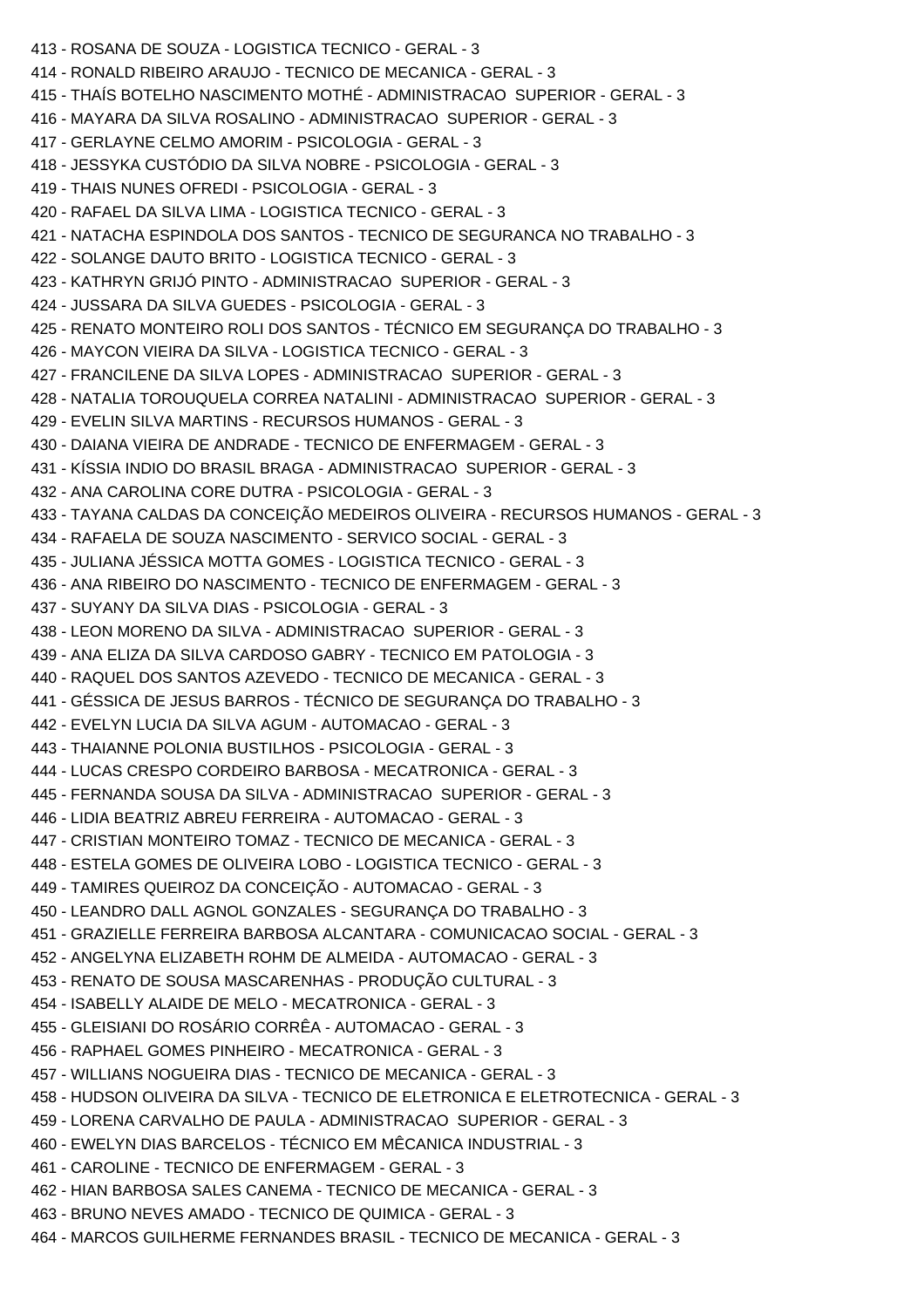413 - ROSANA DE SOUZA - LOGISTICA TECNICO - GERAL - 3
414 - RONALD RIBEIRO ARAUJO - TECNICO DE MECANICA - GERAL - 3
415 - THAÍS BOTELHO NASCIMENTO MOTHÉ - ADMINISTRACAO SUPERIOR - GERAL - 3
416 - MAYARA DA SILVA ROSALINO - ADMINISTRACAO SUPERIOR - GERAL - 3
417 - GERLAYNE CELMO AMORIM - PSICOLOGIA - GERAL - 3
418 - JESSYKA CUSTÓDIO DA SILVA NOBRE - PSICOLOGIA - GERAL - 3
419 - THAIS NUNES OFREDI - PSICOLOGIA - GERAL - 3
420 - RAFAEL DA SILVA LIMA - LOGISTICA TECNICO - GERAL - 3
421 - NATACHA ESPINDOLA DOS SANTOS - TECNICO DE SEGURANCA NO TRABALHO - 3
422 - SOLANGE DAUTO BRITO - LOGISTICA TECNICO - GERAL - 3
423 - KATHRYN GRIJÓ PINTO - ADMINISTRACAO SUPERIOR - GERAL - 3
424 - JUSSARA DA SILVA GUEDES - PSICOLOGIA - GERAL - 3
425 - RENATO MONTEIRO ROLI DOS SANTOS - TÉCNICO EM SEGURANÇA DO TRABALHO - 3
426 - MAYCON VIEIRA DA SILVA - LOGISTICA TECNICO - GERAL - 3
427 - FRANCILENE DA SILVA LOPES - ADMINISTRACAO SUPERIOR - GERAL - 3
428 - NATALIA TOROUQUELA CORREA NATALINI - ADMINISTRACAO SUPERIOR - GERAL - 3
429 - EVELIN SILVA MARTINS - RECURSOS HUMANOS - GERAL - 3
430 - DAIANA VIEIRA DE ANDRADE - TECNICO DE ENFERMAGEM - GERAL - 3
431 - KÍSSIA INDIO DO BRASIL BRAGA - ADMINISTRACAO SUPERIOR - GERAL - 3
432 - ANA CAROLINA CORE DUTRA - PSICOLOGIA - GERAL - 3
433 - TAYANA CALDAS DA CONCEIÇÃO MEDEIROS OLIVEIRA - RECURSOS HUMANOS - GERAL - 3
434 - RAFAELA DE SOUZA NASCIMENTO - SERVICO SOCIAL - GERAL - 3
435 - JULIANA JÉSSICA MOTTA GOMES - LOGISTICA TECNICO - GERAL - 3
436 - ANA RIBEIRO DO NASCIMENTO - TECNICO DE ENFERMAGEM - GERAL - 3
437 - SUYANY DA SILVA DIAS - PSICOLOGIA - GERAL - 3
438 - LEON MORENO DA SILVA - ADMINISTRACAO SUPERIOR - GERAL - 3
439 - ANA ELIZA DA SILVA CARDOSO GABRY - TECNICO EM PATOLOGIA - 3
440 - RAQUEL DOS SANTOS AZEVEDO - TECNICO DE MECANICA - GERAL - 3
441 - GÉSSICA DE JESUS BARROS - TÉCNICO DE SEGURANÇA DO TRABALHO - 3
442 - EVELYN LUCIA DA SILVA AGUM - AUTOMACAO - GERAL - 3
443 - THAIANNE POLONIA BUSTILHOS - PSICOLOGIA - GERAL - 3
444 - LUCAS CRESPO CORDEIRO BARBOSA - MECATRONICA - GERAL - 3
445 - FERNANDA SOUSA DA SILVA - ADMINISTRACAO SUPERIOR - GERAL - 3
446 - LIDIA BEATRIZ ABREU FERREIRA - AUTOMACAO - GERAL - 3
447 - CRISTIAN MONTEIRO TOMAZ - TECNICO DE MECANICA - GERAL - 3
448 - ESTELA GOMES DE OLIVEIRA LOBO - LOGISTICA TECNICO - GERAL - 3
449 - TAMIRES QUEIROZ DA CONCEIÇÃO - AUTOMACAO - GERAL - 3
450 - LEANDRO DALL AGNOL GONZALES - SEGURANÇA DO TRABALHO - 3
451 - GRAZIELLE FERREIRA BARBOSA ALCANTARA - COMUNICACAO SOCIAL - GERAL - 3
452 - ANGELYNA ELIZABETH ROHM DE ALMEIDA - AUTOMACAO - GERAL - 3
453 - RENATO DE SOUSA MASCARENHAS - PRODUÇÃO CULTURAL - 3
454 - ISABELLY ALAIDE DE MELO - MECATRONICA - GERAL - 3
455 - GLEISIANI DO ROSÁRIO CORRÊA - AUTOMACAO - GERAL - 3
456 - RAPHAEL GOMES PINHEIRO - MECATRONICA - GERAL - 3
457 - WILLIANS NOGUEIRA DIAS - TECNICO DE MECANICA - GERAL - 3
458 - HUDSON OLIVEIRA DA SILVA - TECNICO DE ELETRONICA E ELETROTECNICA - GERAL - 3
459 - LORENA CARVALHO DE PAULA - ADMINISTRACAO SUPERIOR - GERAL - 3
460 - EWELYN DIAS BARCELOS - TÉCNICO EM MÊCANICA INDUSTRIAL - 3
461 - CAROLINE - TECNICO DE ENFERMAGEM - GERAL - 3
462 - HIAN BARBOSA SALES CANEMA - TECNICO DE MECANICA - GERAL - 3
463 - BRUNO NEVES AMADO - TECNICO DE QUIMICA - GERAL - 3
464 - MARCOS GUILHERME FERNANDES BRASIL - TECNICO DE MECANICA - GERAL - 3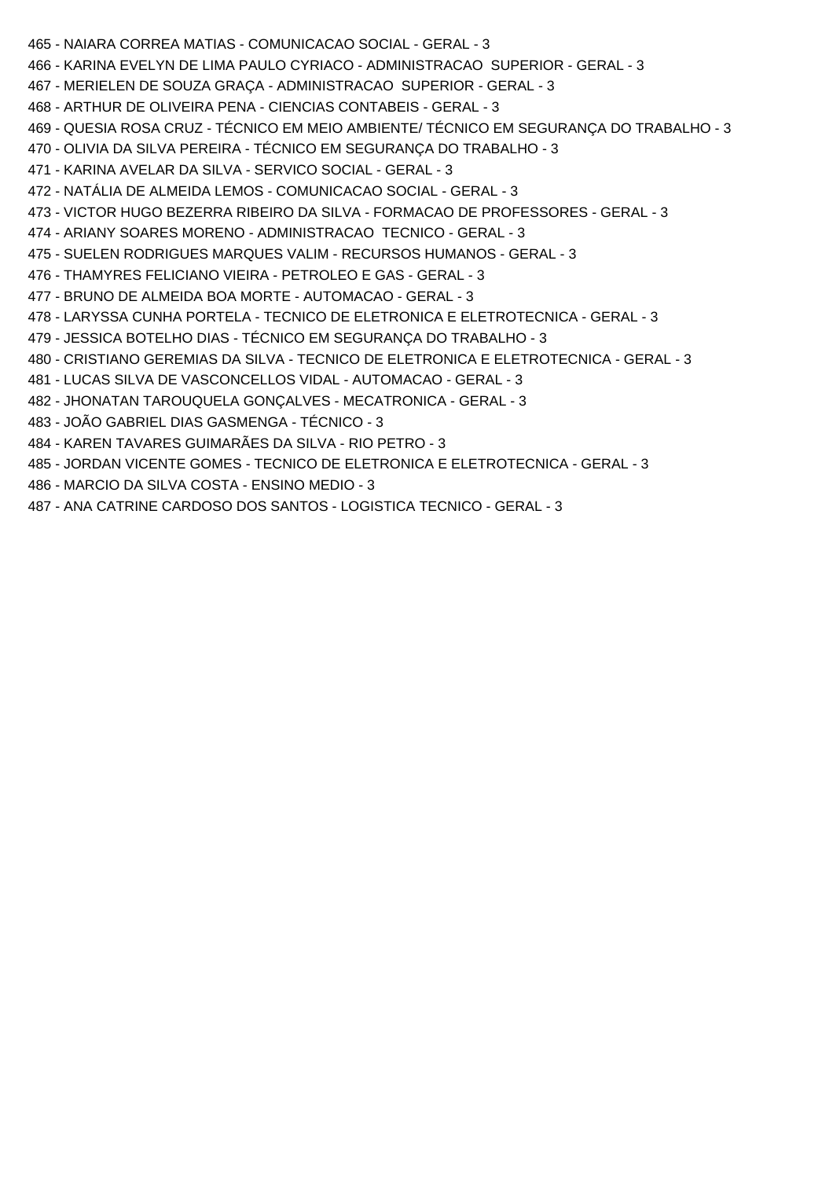465 - NAIARA CORREA MATIAS - COMUNICACAO SOCIAL - GERAL - 3

466 - KARINA EVELYN DE LIMA PAULO CYRIACO - ADMINISTRACAO  SUPERIOR - GERAL - 3

467 - MERIELEN DE SOUZA GRAÇA - ADMINISTRACAO  SUPERIOR - GERAL - 3

468 - ARTHUR DE OLIVEIRA PENA - CIENCIAS CONTABEIS - GERAL - 3

469 - QUESIA ROSA CRUZ - TÉCNICO EM MEIO AMBIENTE/ TÉCNICO EM SEGURANÇA DO TRABALHO - 3

470 - OLIVIA DA SILVA PEREIRA - TÉCNICO EM SEGURANÇA DO TRABALHO - 3

471 - KARINA AVELAR DA SILVA - SERVICO SOCIAL - GERAL - 3

472 - NATÁLIA DE ALMEIDA LEMOS - COMUNICACAO SOCIAL - GERAL - 3

473 - VICTOR HUGO BEZERRA RIBEIRO DA SILVA - FORMACAO DE PROFESSORES - GERAL - 3

474 - ARIANY SOARES MORENO - ADMINISTRACAO  TECNICO - GERAL - 3

475 - SUELEN RODRIGUES MARQUES VALIM - RECURSOS HUMANOS - GERAL - 3

476 - THAMYRES FELICIANO VIEIRA - PETROLEO E GAS - GERAL - 3

477 - BRUNO DE ALMEIDA BOA MORTE - AUTOMACAO - GERAL - 3

478 - LARYSSA CUNHA PORTELA - TECNICO DE ELETRONICA E ELETROTECNICA - GERAL - 3

479 - JESSICA BOTELHO DIAS - TÉCNICO EM SEGURANÇA DO TRABALHO - 3

480 - CRISTIANO GEREMIAS DA SILVA - TECNICO DE ELETRONICA E ELETROTECNICA - GERAL - 3

481 - LUCAS SILVA DE VASCONCELLOS VIDAL - AUTOMACAO - GERAL - 3

482 - JHONATAN TAROUQUELA GONÇALVES - MECATRONICA - GERAL - 3

483 - JOÃO GABRIEL DIAS GASMENGA - TÉCNICO - 3

484 - KAREN TAVARES GUIMARÃES DA SILVA - RIO PETRO - 3

485 - JORDAN VICENTE GOMES - TECNICO DE ELETRONICA E ELETROTECNICA - GERAL - 3

486 - MARCIO DA SILVA COSTA - ENSINO MEDIO - 3

487 - ANA CATRINE CARDOSO DOS SANTOS - LOGISTICA TECNICO - GERAL - 3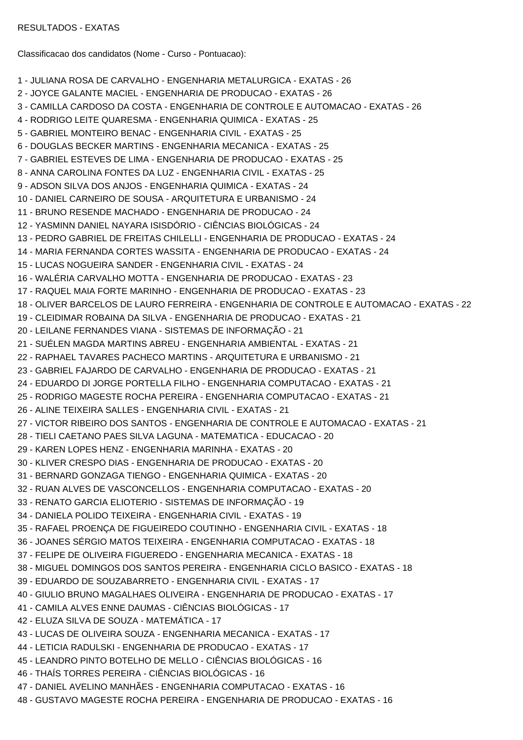RESULTADOS - EXATAS

Classificacao dos candidatos (Nome - Curso - Pontuacao):

1 - JULIANA ROSA DE CARVALHO - ENGENHARIA METALURGICA - EXATAS - 26
2 - JOYCE GALANTE MACIEL - ENGENHARIA DE PRODUCAO - EXATAS - 26
3 - CAMILLA CARDOSO DA COSTA - ENGENHARIA DE CONTROLE E AUTOMACAO - EXATAS - 26
4 - RODRIGO LEITE QUARESMA - ENGENHARIA QUIMICA - EXATAS - 25
5 - GABRIEL MONTEIRO BENAC - ENGENHARIA CIVIL - EXATAS - 25
6 - DOUGLAS BECKER MARTINS - ENGENHARIA MECANICA - EXATAS - 25
7 - GABRIEL ESTEVES DE LIMA - ENGENHARIA DE PRODUCAO - EXATAS - 25
8 - ANNA CAROLINA FONTES DA LUZ - ENGENHARIA CIVIL - EXATAS - 25
9 - ADSON SILVA DOS ANJOS - ENGENHARIA QUIMICA - EXATAS - 24
10 - DANIEL CARNEIRO DE SOUSA - ARQUITETURA E URBANISMO - 24
11 - BRUNO RESENDE MACHADO - ENGENHARIA DE PRODUCAO - 24
12 - YASMINN DANIEL NAYARA ISISDÓRIO - CIÊNCIAS BIOLÓGICAS - 24
13 - PEDRO GABRIEL DE FREITAS CHILELLI - ENGENHARIA DE PRODUCAO - EXATAS - 24
14 - MARIA FERNANDA CORTES WASSITA - ENGENHARIA DE PRODUCAO - EXATAS - 24
15 - LUCAS NOGUEIRA SANDER - ENGENHARIA CIVIL - EXATAS - 24
16 - WALÉRIA CARVALHO MOTTA - ENGENHARIA DE PRODUCAO - EXATAS - 23
17 - RAQUEL MAIA FORTE MARINHO - ENGENHARIA DE PRODUCAO - EXATAS - 23
18 - OLIVER BARCELOS DE LAURO FERREIRA - ENGENHARIA DE CONTROLE E AUTOMACAO - EXATAS - 22
19 - CLEIDIMAR ROBAINA DA SILVA - ENGENHARIA DE PRODUCAO - EXATAS - 21
20 - LEILANE FERNANDES VIANA - SISTEMAS DE INFORMAÇÃO - 21
21 - SUÉLEN MAGDA MARTINS ABREU - ENGENHARIA AMBIENTAL - EXATAS - 21
22 - RAPHAEL TAVARES PACHECO MARTINS - ARQUITETURA E URBANISMO - 21
23 - GABRIEL FAJARDO DE CARVALHO - ENGENHARIA DE PRODUCAO - EXATAS - 21
24 - EDUARDO DI JORGE PORTELLA FILHO - ENGENHARIA COMPUTACAO - EXATAS - 21
25 - RODRIGO MAGESTE ROCHA PEREIRA - ENGENHARIA COMPUTACAO - EXATAS - 21
26 - ALINE TEIXEIRA SALLES - ENGENHARIA CIVIL - EXATAS - 21
27 - VICTOR RIBEIRO DOS SANTOS - ENGENHARIA DE CONTROLE E AUTOMACAO - EXATAS - 21
28 - TIELI CAETANO PAES SILVA LAGUNA - MATEMATICA - EDUCACAO - 20
29 - KAREN LOPES HENZ - ENGENHARIA MARINHA - EXATAS - 20
30 - KLIVER CRESPO DIAS - ENGENHARIA DE PRODUCAO - EXATAS - 20
31 - BERNARD GONZAGA TIENGO - ENGENHARIA QUIMICA - EXATAS - 20
32 - RUAN ALVES DE VASCONCELLOS - ENGENHARIA COMPUTACAO - EXATAS - 20
33 - RENATO GARCIA ELIOTERIO - SISTEMAS DE INFORMAÇÃO - 19
34 - DANIELA POLIDO TEIXEIRA - ENGENHARIA CIVIL - EXATAS - 19
35 - RAFAEL PROENÇA DE FIGUEIREDO COUTINHO - ENGENHARIA CIVIL - EXATAS - 18
36 - JOANES SÉRGIO MATOS TEIXEIRA - ENGENHARIA COMPUTACAO - EXATAS - 18
37 - FELIPE DE OLIVEIRA FIGUEREDO - ENGENHARIA MECANICA - EXATAS - 18
38 - MIGUEL DOMINGOS DOS SANTOS PEREIRA - ENGENHARIA CICLO BASICO - EXATAS - 18
39 - EDUARDO DE SOUZABARRETO - ENGENHARIA CIVIL - EXATAS - 17
40 - GIULIO BRUNO MAGALHAES OLIVEIRA - ENGENHARIA DE PRODUCAO - EXATAS - 17
41 - CAMILA ALVES ENNE DAUMAS - CIÊNCIAS BIOLÓGICAS - 17
42 - ELUZA SILVA DE SOUZA - MATEMÁTICA - 17
43 - LUCAS DE OLIVEIRA SOUZA - ENGENHARIA MECANICA - EXATAS - 17
44 - LETICIA RADULSKI - ENGENHARIA DE PRODUCAO - EXATAS - 17
45 - LEANDRO PINTO BOTELHO DE MELLO - CIÊNCIAS BIOLÓGICAS - 16
46 - THAÍS TORRES PEREIRA - CIÊNCIAS BIOLÓGICAS - 16
47 - DANIEL AVELINO MANHÃES - ENGENHARIA COMPUTACAO - EXATAS - 16
48 - GUSTAVO MAGESTE ROCHA PEREIRA - ENGENHARIA DE PRODUCAO - EXATAS - 16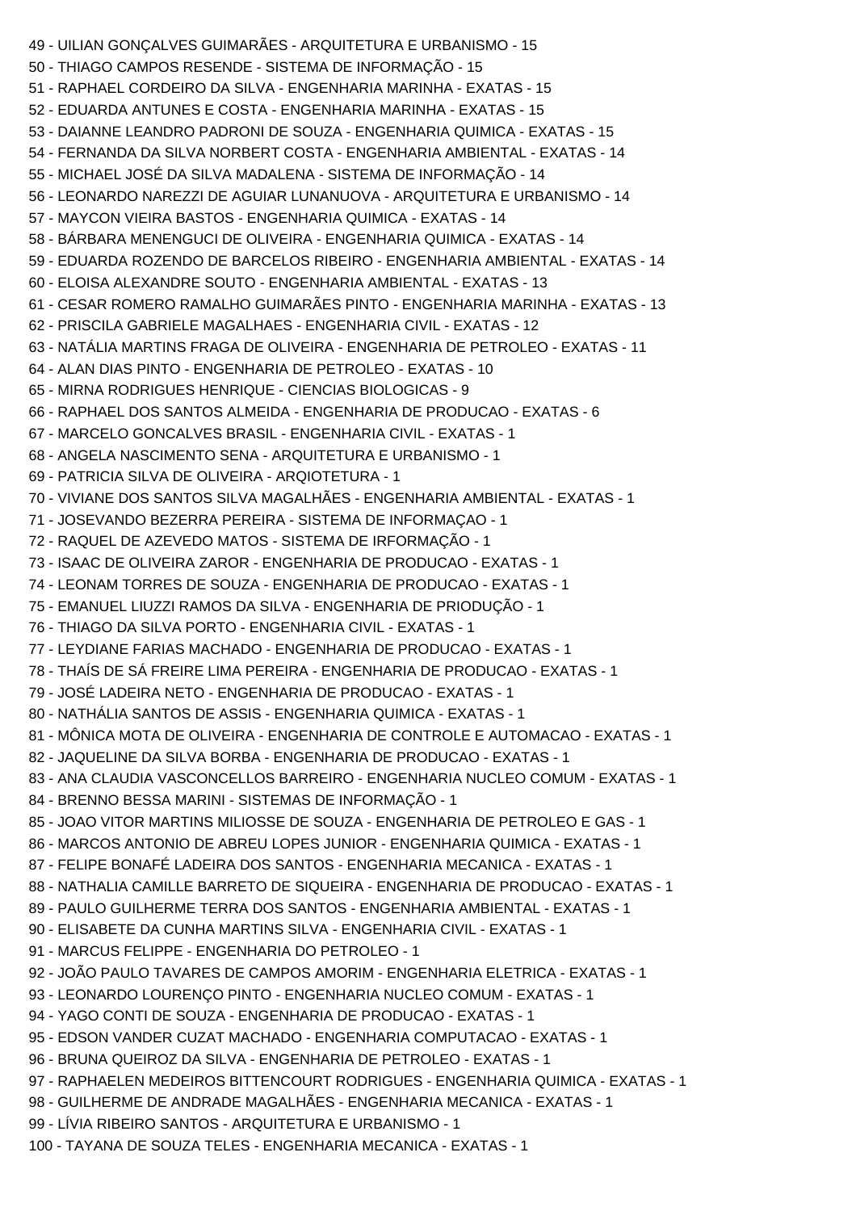49 - UILIAN GONÇALVES GUIMARÃES - ARQUITETURA E URBANISMO - 15
50 - THIAGO CAMPOS RESENDE - SISTEMA DE INFORMAÇÃO - 15
51 - RAPHAEL CORDEIRO DA SILVA - ENGENHARIA MARINHA - EXATAS - 15
52 - EDUARDA ANTUNES E COSTA - ENGENHARIA MARINHA - EXATAS - 15
53 - DAIANNE LEANDRO PADRONI DE SOUZA - ENGENHARIA QUIMICA - EXATAS - 15
54 - FERNANDA DA SILVA NORBERT COSTA - ENGENHARIA AMBIENTAL - EXATAS - 14
55 - MICHAEL JOSÉ DA SILVA MADALENA - SISTEMA DE INFORMAÇÃO - 14
56 - LEONARDO NAREZZI DE AGUIAR LUNANUOVA - ARQUITETURA E URBANISMO - 14
57 - MAYCON VIEIRA BASTOS - ENGENHARIA QUIMICA - EXATAS - 14
58 - BÁRBARA MENENGUCI DE OLIVEIRA - ENGENHARIA QUIMICA - EXATAS - 14
59 - EDUARDA ROZENDO DE BARCELOS RIBEIRO - ENGENHARIA AMBIENTAL - EXATAS - 14
60 - ELOISA ALEXANDRE SOUTO - ENGENHARIA AMBIENTAL - EXATAS - 13
61 - CESAR ROMERO RAMALHO GUIMARÃES PINTO - ENGENHARIA MARINHA - EXATAS - 13
62 - PRISCILA GABRIELE MAGALHAES - ENGENHARIA CIVIL - EXATAS - 12
63 - NATÁLIA MARTINS FRAGA DE OLIVEIRA - ENGENHARIA DE PETROLEO - EXATAS - 11
64 - ALAN DIAS PINTO - ENGENHARIA DE PETROLEO - EXATAS - 10
65 - MIRNA RODRIGUES HENRIQUE - CIENCIAS BIOLOGICAS - 9
66 - RAPHAEL DOS SANTOS ALMEIDA - ENGENHARIA DE PRODUCAO - EXATAS - 6
67 - MARCELO GONCALVES BRASIL - ENGENHARIA CIVIL - EXATAS - 1
68 - ANGELA NASCIMENTO SENA - ARQUITETURA E URBANISMO - 1
69 - PATRICIA SILVA DE OLIVEIRA - ARQIOTETURA - 1
70 - VIVIANE DOS SANTOS SILVA MAGALHÃES - ENGENHARIA AMBIENTAL - EXATAS - 1
71 - JOSEVANDO BEZERRA PEREIRA - SISTEMA DE INFORMAÇAO - 1
72 - RAQUEL DE AZEVEDO MATOS - SISTEMA DE IRFORMAÇÃO - 1
73 - ISAAC DE OLIVEIRA ZAROR - ENGENHARIA DE PRODUCAO - EXATAS - 1
74 - LEONAM TORRES DE SOUZA - ENGENHARIA DE PRODUCAO - EXATAS - 1
75 - EMANUEL LIUZZI RAMOS DA SILVA - ENGENHARIA DE PRIODUÇÃO - 1
76 - THIAGO DA SILVA PORTO - ENGENHARIA CIVIL - EXATAS - 1
77 - LEYDIANE FARIAS MACHADO - ENGENHARIA DE PRODUCAO - EXATAS - 1
78 - THAÍS DE SÁ FREIRE LIMA PEREIRA - ENGENHARIA DE PRODUCAO - EXATAS - 1
79 - JOSÉ LADEIRA NETO - ENGENHARIA DE PRODUCAO - EXATAS - 1
80 - NATHÁLIA SANTOS DE ASSIS - ENGENHARIA QUIMICA - EXATAS - 1
81 - MÔNICA MOTA DE OLIVEIRA - ENGENHARIA DE CONTROLE E AUTOMACAO - EXATAS - 1
82 - JAQUELINE DA SILVA BORBA - ENGENHARIA DE PRODUCAO - EXATAS - 1
83 - ANA CLAUDIA VASCONCELLOS BARREIRO - ENGENHARIA NUCLEO COMUM - EXATAS - 1
84 - BRENNO BESSA MARINI - SISTEMAS DE INFORMAÇÃO - 1
85 - JOAO VITOR MARTINS MILIOSSE DE SOUZA - ENGENHARIA DE PETROLEO E GAS - 1
86 - MARCOS ANTONIO DE ABREU LOPES JUNIOR - ENGENHARIA QUIMICA - EXATAS - 1
87 - FELIPE BONAFÉ LADEIRA DOS SANTOS - ENGENHARIA MECANICA - EXATAS - 1
88 - NATHALIA CAMILLE BARRETO DE SIQUEIRA - ENGENHARIA DE PRODUCAO - EXATAS - 1
89 - PAULO GUILHERME TERRA DOS SANTOS - ENGENHARIA AMBIENTAL - EXATAS - 1
90 - ELISABETE DA CUNHA MARTINS SILVA - ENGENHARIA CIVIL - EXATAS - 1
91 - MARCUS FELIPPE - ENGENHARIA DO PETROLEO - 1
92 - JOÃO PAULO TAVARES DE CAMPOS AMORIM - ENGENHARIA ELETRICA - EXATAS - 1
93 - LEONARDO LOURENÇO PINTO - ENGENHARIA NUCLEO COMUM - EXATAS - 1
94 - YAGO CONTI DE SOUZA - ENGENHARIA DE PRODUCAO - EXATAS - 1
95 - EDSON VANDER CUZAT MACHADO - ENGENHARIA COMPUTACAO - EXATAS - 1
96 - BRUNA QUEIROZ DA SILVA - ENGENHARIA DE PETROLEO - EXATAS - 1
97 - RAPHAELEN MEDEIROS BITTENCOURT RODRIGUES - ENGENHARIA QUIMICA - EXATAS - 1
98 - GUILHERME DE ANDRADE MAGALHÃES - ENGENHARIA MECANICA - EXATAS - 1
99 - LÍVIA RIBEIRO SANTOS - ARQUITETURA E URBANISMO - 1
100 - TAYANA DE SOUZA TELES - ENGENHARIA MECANICA - EXATAS - 1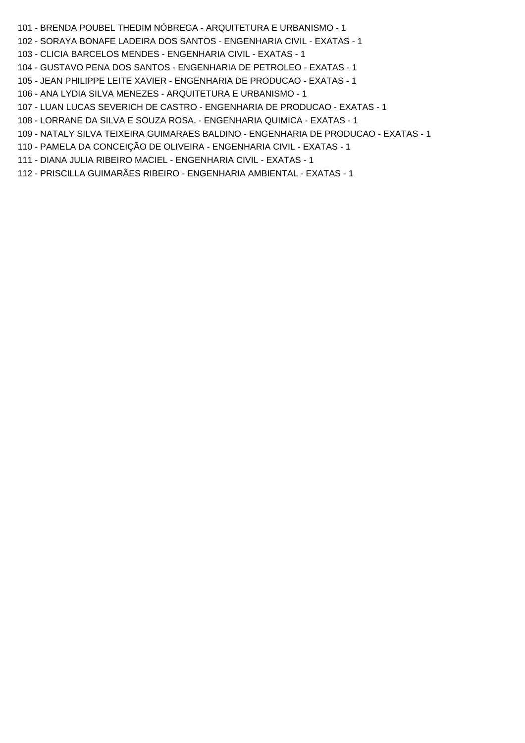101 - BRENDA POUBEL THEDIM NÓBREGA - ARQUITETURA E URBANISMO - 1

102 - SORAYA BONAFE LADEIRA DOS SANTOS - ENGENHARIA CIVIL - EXATAS - 1

103 - CLICIA BARCELOS MENDES - ENGENHARIA CIVIL - EXATAS - 1

104 - GUSTAVO PENA DOS SANTOS - ENGENHARIA DE PETROLEO - EXATAS - 1

105 - JEAN PHILIPPE LEITE XAVIER - ENGENHARIA DE PRODUCAO - EXATAS - 1

106 - ANA LYDIA SILVA MENEZES - ARQUITETURA E URBANISMO - 1

107 - LUAN LUCAS SEVERICH DE CASTRO - ENGENHARIA DE PRODUCAO - EXATAS - 1

108 - LORRANE DA SILVA E SOUZA ROSA. - ENGENHARIA QUIMICA - EXATAS - 1

109 - NATALY SILVA TEIXEIRA GUIMARAES BALDINO - ENGENHARIA DE PRODUCAO - EXATAS - 1

110 - PAMELA DA CONCEIÇÃO DE OLIVEIRA - ENGENHARIA CIVIL - EXATAS - 1

111 - DIANA JULIA RIBEIRO MACIEL - ENGENHARIA CIVIL - EXATAS - 1

112 - PRISCILLA GUIMARÃES RIBEIRO - ENGENHARIA AMBIENTAL - EXATAS - 1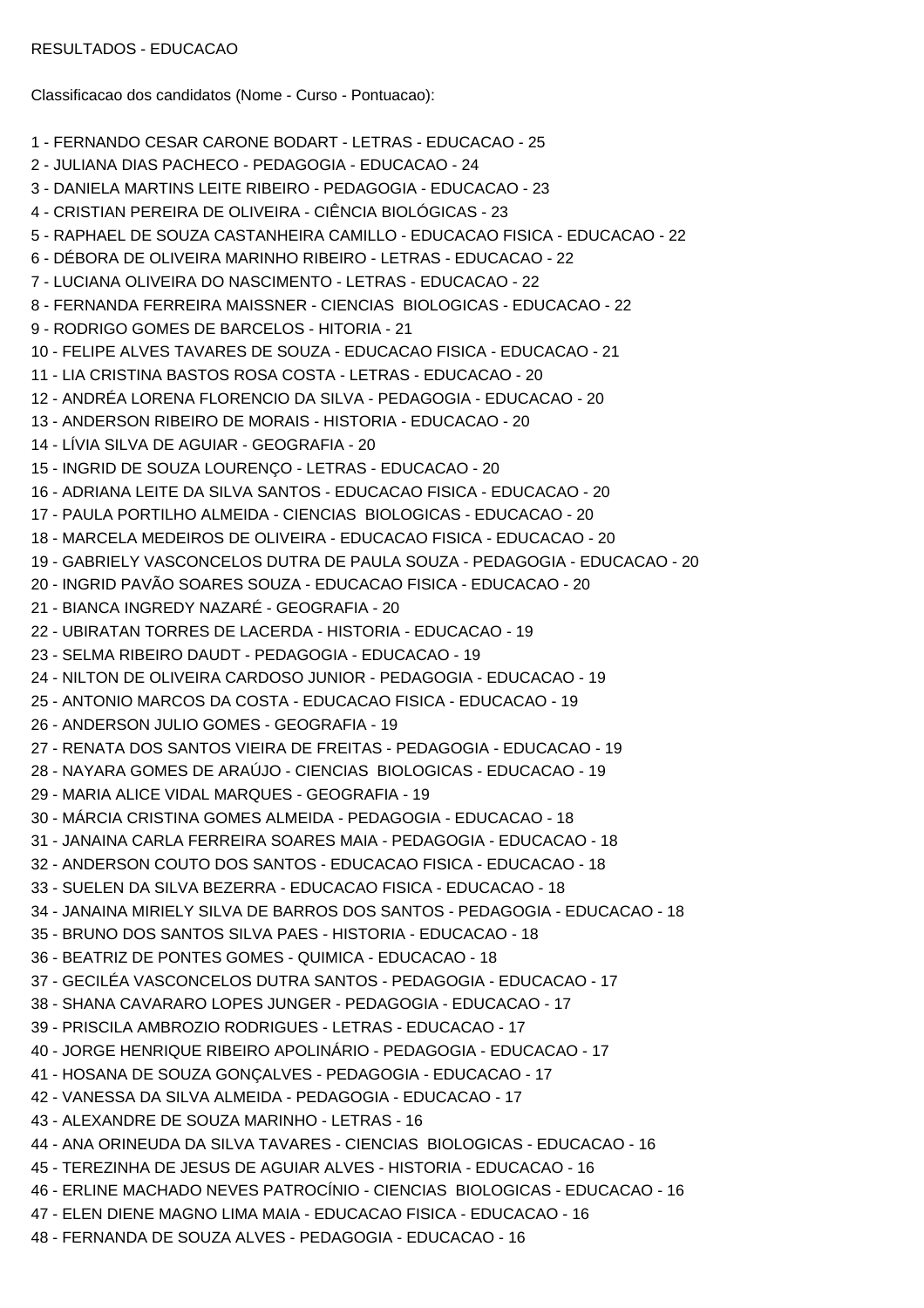RESULTADOS - EDUCACAO

Classificacao dos candidatos (Nome - Curso - Pontuacao):

1 - FERNANDO CESAR CARONE BODART - LETRAS - EDUCACAO - 25
2 - JULIANA DIAS PACHECO - PEDAGOGIA - EDUCACAO - 24
3 - DANIELA MARTINS LEITE RIBEIRO - PEDAGOGIA - EDUCACAO - 23
4 - CRISTIAN PEREIRA DE OLIVEIRA - CIÊNCIA BIOLÓGICAS - 23
5 - RAPHAEL DE SOUZA CASTANHEIRA CAMILLO - EDUCACAO FISICA - EDUCACAO - 22
6 - DÉBORA DE OLIVEIRA MARINHO RIBEIRO - LETRAS - EDUCACAO - 22
7 - LUCIANA OLIVEIRA DO NASCIMENTO - LETRAS - EDUCACAO - 22
8 - FERNANDA FERREIRA MAISSNER - CIENCIAS BIOLOGICAS - EDUCACAO - 22
9 - RODRIGO GOMES DE BARCELOS - HITORIA - 21
10 - FELIPE ALVES TAVARES DE SOUZA - EDUCACAO FISICA - EDUCACAO - 21
11 - LIA CRISTINA BASTOS ROSA COSTA - LETRAS - EDUCACAO - 20
12 - ANDRÉA LORENA FLORENCIO DA SILVA - PEDAGOGIA - EDUCACAO - 20
13 - ANDERSON RIBEIRO DE MORAIS - HISTORIA - EDUCACAO - 20
14 - LÍVIA SILVA DE AGUIAR - GEOGRAFIA - 20
15 - INGRID DE SOUZA LOURENÇO - LETRAS - EDUCACAO - 20
16 - ADRIANA LEITE DA SILVA SANTOS - EDUCACAO FISICA - EDUCACAO - 20
17 - PAULA PORTILHO ALMEIDA - CIENCIAS BIOLOGICAS - EDUCACAO - 20
18 - MARCELA MEDEIROS DE OLIVEIRA - EDUCACAO FISICA - EDUCACAO - 20
19 - GABRIELY VASCONCELOS DUTRA DE PAULA SOUZA - PEDAGOGIA - EDUCACAO - 20
20 - INGRID PAVÃO SOARES SOUZA - EDUCACAO FISICA - EDUCACAO - 20
21 - BIANCA INGREDY NAZARÉ - GEOGRAFIA - 20
22 - UBIRATAN TORRES DE LACERDA - HISTORIA - EDUCACAO - 19
23 - SELMA RIBEIRO DAUDT - PEDAGOGIA - EDUCACAO - 19
24 - NILTON DE OLIVEIRA CARDOSO JUNIOR - PEDAGOGIA - EDUCACAO - 19
25 - ANTONIO MARCOS DA COSTA - EDUCACAO FISICA - EDUCACAO - 19
26 - ANDERSON JULIO GOMES - GEOGRAFIA - 19
27 - RENATA DOS SANTOS VIEIRA DE FREITAS - PEDAGOGIA - EDUCACAO - 19
28 - NAYARA GOMES DE ARAÚJO - CIENCIAS BIOLOGICAS - EDUCACAO - 19
29 - MARIA ALICE VIDAL MARQUES - GEOGRAFIA - 19
30 - MÁRCIA CRISTINA GOMES ALMEIDA - PEDAGOGIA - EDUCACAO - 18
31 - JANAINA CARLA FERREIRA SOARES MAIA - PEDAGOGIA - EDUCACAO - 18
32 - ANDERSON COUTO DOS SANTOS - EDUCACAO FISICA - EDUCACAO - 18
33 - SUELEN DA SILVA BEZERRA - EDUCACAO FISICA - EDUCACAO - 18
34 - JANAINA MIRIELY SILVA DE BARROS DOS SANTOS - PEDAGOGIA - EDUCACAO - 18
35 - BRUNO DOS SANTOS SILVA PAES - HISTORIA - EDUCACAO - 18
36 - BEATRIZ DE PONTES GOMES - QUIMICA - EDUCACAO - 18
37 - GECILÉA VASCONCELOS DUTRA SANTOS - PEDAGOGIA - EDUCACAO - 17
38 - SHANA CAVARARO LOPES JUNGER - PEDAGOGIA - EDUCACAO - 17
39 - PRISCILA AMBROZIO RODRIGUES - LETRAS - EDUCACAO - 17
40 - JORGE HENRIQUE RIBEIRO APOLINÁRIO - PEDAGOGIA - EDUCACAO - 17
41 - HOSANA DE SOUZA GONÇALVES - PEDAGOGIA - EDUCACAO - 17
42 - VANESSA DA SILVA ALMEIDA - PEDAGOGIA - EDUCACAO - 17
43 - ALEXANDRE DE SOUZA MARINHO - LETRAS - 16
44 - ANA ORINEUDA DA SILVA TAVARES - CIENCIAS BIOLOGICAS - EDUCACAO - 16
45 - TEREZINHA DE JESUS DE AGUIAR ALVES - HISTORIA - EDUCACAO - 16
46 - ERLINE MACHADO NEVES PATROCÍNIO - CIENCIAS BIOLOGICAS - EDUCACAO - 16
47 - ELEN DIENE MAGNO LIMA MAIA - EDUCACAO FISICA - EDUCACAO - 16
48 - FERNANDA DE SOUZA ALVES - PEDAGOGIA - EDUCACAO - 16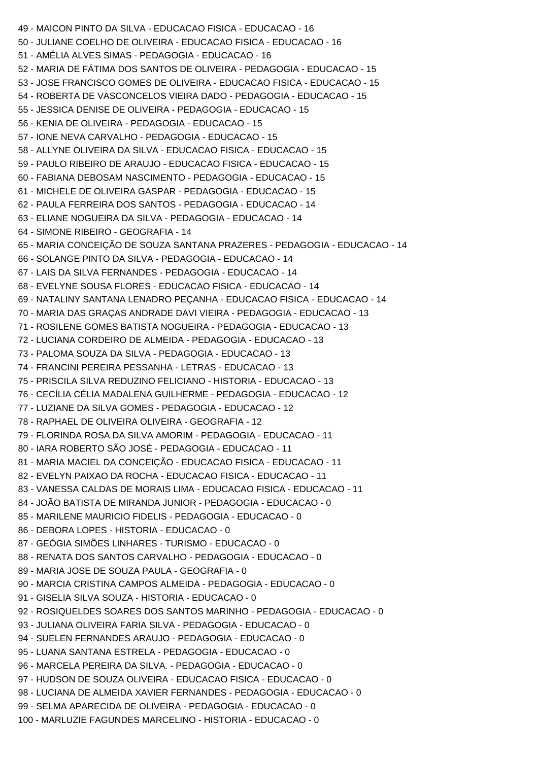49 - MAICON PINTO DA SILVA - EDUCACAO FISICA - EDUCACAO - 16
50 - JULIANE COELHO DE OLIVEIRA - EDUCACAO FISICA - EDUCACAO - 16
51 - AMÉLIA ALVES SIMAS - PEDAGOGIA - EDUCACAO - 16
52 - MARIA DE FÁTIMA DOS SANTOS DE OLIVEIRA - PEDAGOGIA - EDUCACAO - 15
53 - JOSE FRANCISCO GOMES DE OLIVEIRA - EDUCACAO FISICA - EDUCACAO - 15
54 - ROBERTA DE VASCONCELOS VIEIRA DADO - PEDAGOGIA - EDUCACAO - 15
55 - JESSICA DENISE DE OLIVEIRA - PEDAGOGIA - EDUCACAO - 15
56 - KENIA DE OLIVEIRA - PEDAGOGIA - EDUCACAO - 15
57 - IONE NEVA CARVALHO - PEDAGOGIA - EDUCACAO - 15
58 - ALLYNE OLIVEIRA DA SILVA - EDUCACAO FISICA - EDUCACAO - 15
59 - PAULO RIBEIRO DE ARAUJO - EDUCACAO FISICA - EDUCACAO - 15
60 - FABIANA DEBOSAM NASCIMENTO - PEDAGOGIA - EDUCACAO - 15
61 - MICHELE DE OLIVEIRA GASPAR - PEDAGOGIA - EDUCACAO - 15
62 - PAULA FERREIRA DOS SANTOS - PEDAGOGIA - EDUCACAO - 14
63 - ELIANE NOGUEIRA DA SILVA - PEDAGOGIA - EDUCACAO - 14
64 - SIMONE RIBEIRO - GEOGRAFIA - 14
65 - MARIA CONCEIÇÃO DE SOUZA SANTANA PRAZERES - PEDAGOGIA - EDUCACAO - 14
66 - SOLANGE PINTO DA SILVA - PEDAGOGIA - EDUCACAO - 14
67 - LAIS DA SILVA FERNANDES - PEDAGOGIA - EDUCACAO - 14
68 - EVELYNE SOUSA FLORES - EDUCACAO FISICA - EDUCACAO - 14
69 - NATALINY SANTANA LENADRO PEÇANHA - EDUCACAO FISICA - EDUCACAO - 14
70 - MARIA DAS GRAÇAS ANDRADE DAVI VIEIRA - PEDAGOGIA - EDUCACAO - 13
71 - ROSILENE GOMES BATISTA NOGUEIRA - PEDAGOGIA - EDUCACAO - 13
72 - LUCIANA CORDEIRO DE ALMEIDA - PEDAGOGIA - EDUCACAO - 13
73 - PALOMA SOUZA DA SILVA - PEDAGOGIA - EDUCACAO - 13
74 - FRANCINI PEREIRA PESSANHA - LETRAS - EDUCACAO - 13
75 - PRISCILA SILVA REDUZINO FELICIANO - HISTORIA - EDUCACAO - 13
76 - CECÍLIA CÉLIA MADALENA GUILHERME - PEDAGOGIA - EDUCACAO - 12
77 - LUZIANE DA SILVA GOMES - PEDAGOGIA - EDUCACAO - 12
78 - RAPHAEL DE OLIVEIRA OLIVEIRA - GEOGRAFIA - 12
79 - FLORINDA ROSA DA SILVA AMORIM - PEDAGOGIA - EDUCACAO - 11
80 - IARA ROBERTO SÃO JOSÉ - PEDAGOGIA - EDUCACAO - 11
81 - MARIA MACIEL DA CONCEIÇÃO - EDUCACAO FISICA - EDUCACAO - 11
82 - EVELYN PAIXAO DA ROCHA - EDUCACAO FISICA - EDUCACAO - 11
83 - VANESSA CALDAS DE MORAIS LIMA - EDUCACAO FISICA - EDUCACAO - 11
84 - JOÃO BATISTA DE MIRANDA JUNIOR - PEDAGOGIA - EDUCACAO - 0
85 - MARILENE MAURICIO FIDELIS - PEDAGOGIA - EDUCACAO - 0
86 - DEBORA LOPES - HISTORIA - EDUCACAO - 0
87 - GEÓGIA SIMÕES LINHARES - TURISMO - EDUCACAO - 0
88 - RENATA DOS SANTOS CARVALHO - PEDAGOGIA - EDUCACAO - 0
89 - MARIA JOSE DE SOUZA PAULA - GEOGRAFIA - 0
90 - MARCIA CRISTINA CAMPOS ALMEIDA - PEDAGOGIA - EDUCACAO - 0
91 - GISELIA SILVA SOUZA - HISTORIA - EDUCACAO - 0
92 - ROSIQUELDES SOARES DOS SANTOS MARINHO - PEDAGOGIA - EDUCACAO - 0
93 - JULIANA OLIVEIRA FARIA SILVA - PEDAGOGIA - EDUCACAO - 0
94 - SUELEN FERNANDES ARAUJO - PEDAGOGIA - EDUCACAO - 0
95 - LUANA SANTANA ESTRELA - PEDAGOGIA - EDUCACAO - 0
96 - MARCELA PEREIRA DA SILVA. - PEDAGOGIA - EDUCACAO - 0
97 - HUDSON DE SOUZA OLIVEIRA - EDUCACAO FISICA - EDUCACAO - 0
98 - LUCIANA DE ALMEIDA XAVIER FERNANDES - PEDAGOGIA - EDUCACAO - 0
99 - SELMA APARECIDA DE OLIVEIRA - PEDAGOGIA - EDUCACAO - 0
100 - MARLUZIE FAGUNDES MARCELINO - HISTORIA - EDUCACAO - 0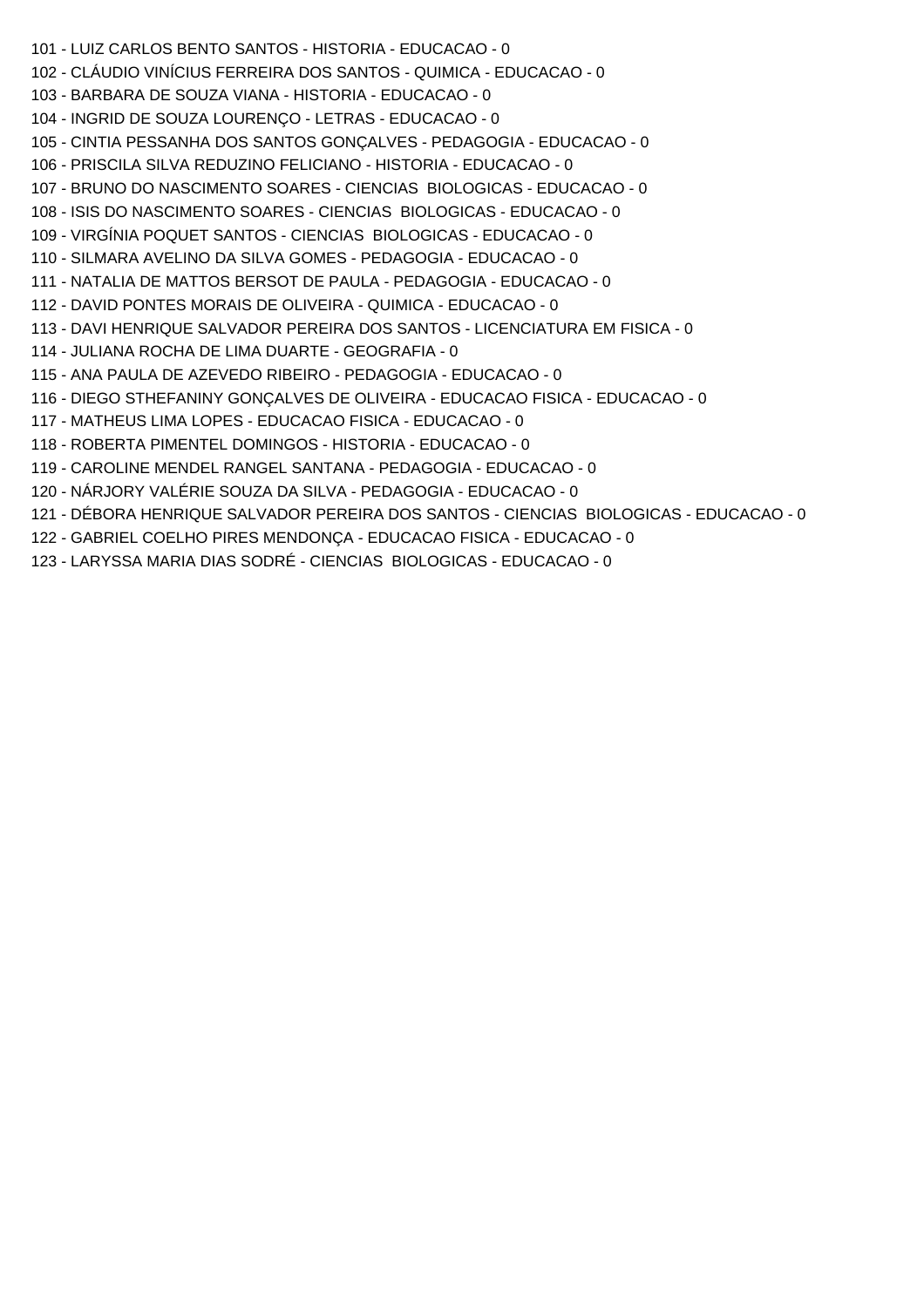101 - LUIZ CARLOS BENTO SANTOS - HISTORIA - EDUCACAO - 0
102 - CLÁUDIO VINÍCIUS FERREIRA DOS SANTOS - QUIMICA - EDUCACAO - 0
103 - BARBARA DE SOUZA VIANA - HISTORIA - EDUCACAO - 0
104 - INGRID DE SOUZA LOURENÇO - LETRAS - EDUCACAO - 0
105 - CINTIA PESSANHA DOS SANTOS GONÇALVES - PEDAGOGIA - EDUCACAO - 0
106 - PRISCILA SILVA REDUZINO FELICIANO - HISTORIA - EDUCACAO - 0
107 - BRUNO DO NASCIMENTO SOARES - CIENCIAS BIOLOGICAS - EDUCACAO - 0
108 - ISIS DO NASCIMENTO SOARES - CIENCIAS BIOLOGICAS - EDUCACAO - 0
109 - VIRGÍNIA POQUET SANTOS - CIENCIAS BIOLOGICAS - EDUCACAO - 0
110 - SILMARA AVELINO DA SILVA GOMES - PEDAGOGIA - EDUCACAO - 0
111 - NATALIA DE MATTOS BERSOT DE PAULA - PEDAGOGIA - EDUCACAO - 0
112 - DAVID PONTES MORAIS DE OLIVEIRA - QUIMICA - EDUCACAO - 0
113 - DAVI HENRIQUE SALVADOR PEREIRA DOS SANTOS - LICENCIATURA EM FISICA - 0
114 - JULIANA ROCHA DE LIMA DUARTE - GEOGRAFIA - 0
115 - ANA PAULA DE AZEVEDO RIBEIRO - PEDAGOGIA - EDUCACAO - 0
116 - DIEGO STHEFANINY GONÇALVES DE OLIVEIRA - EDUCACAO FISICA - EDUCACAO - 0
117 - MATHEUS LIMA LOPES - EDUCACAO FISICA - EDUCACAO - 0
118 - ROBERTA PIMENTEL DOMINGOS - HISTORIA - EDUCACAO - 0
119 - CAROLINE MENDEL RANGEL SANTANA - PEDAGOGIA - EDUCACAO - 0
120 - NÁRJORY VALÉRIE SOUZA DA SILVA - PEDAGOGIA - EDUCACAO - 0
121 - DÉBORA HENRIQUE SALVADOR PEREIRA DOS SANTOS - CIENCIAS BIOLOGICAS - EDUCACAO - 0
122 - GABRIEL COELHO PIRES MENDONÇA - EDUCACAO FISICA - EDUCACAO - 0
123 - LARYSSA MARIA DIAS SODRÉ - CIENCIAS BIOLOGICAS - EDUCACAO - 0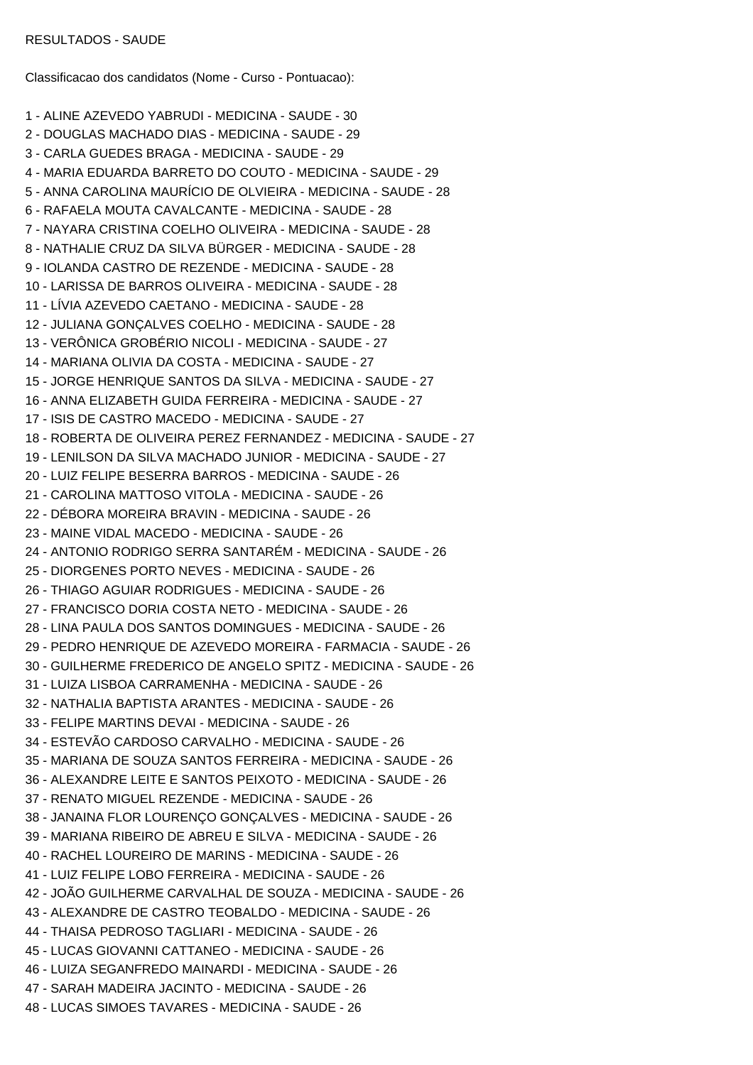RESULTADOS - SAUDE

Classificacao dos candidatos (Nome - Curso - Pontuacao):

1 - ALINE AZEVEDO YABRUDI - MEDICINA - SAUDE - 30
2 - DOUGLAS MACHADO DIAS - MEDICINA - SAUDE - 29
3 - CARLA GUEDES BRAGA - MEDICINA - SAUDE - 29
4 - MARIA EDUARDA BARRETO DO COUTO - MEDICINA - SAUDE - 29
5 - ANNA CAROLINA MAURÍCIO DE OLVIEIRA - MEDICINA - SAUDE - 28
6 - RAFAELA MOUTA CAVALCANTE - MEDICINA - SAUDE - 28
7 - NAYARA CRISTINA COELHO OLIVEIRA - MEDICINA - SAUDE - 28
8 - NATHALIE CRUZ DA SILVA BÜRGER - MEDICINA - SAUDE - 28
9 - IOLANDA CASTRO DE REZENDE - MEDICINA - SAUDE - 28
10 - LARISSA DE BARROS OLIVEIRA - MEDICINA - SAUDE - 28
11 - LÍVIA AZEVEDO CAETANO - MEDICINA - SAUDE - 28
12 - JULIANA GONÇALVES COELHO - MEDICINA - SAUDE - 28
13 - VERÔNICA GROBÉRIO NICOLI - MEDICINA - SAUDE - 27
14 - MARIANA OLIVIA DA COSTA - MEDICINA - SAUDE - 27
15 - JORGE HENRIQUE SANTOS DA SILVA - MEDICINA - SAUDE - 27
16 - ANNA ELIZABETH GUIDA FERREIRA - MEDICINA - SAUDE - 27
17 - ISIS DE CASTRO MACEDO - MEDICINA - SAUDE - 27
18 - ROBERTA DE OLIVEIRA PEREZ FERNANDEZ - MEDICINA - SAUDE - 27
19 - LENILSON DA SILVA MACHADO JUNIOR - MEDICINA - SAUDE - 27
20 - LUIZ FELIPE BESERRA BARROS - MEDICINA - SAUDE - 26
21 - CAROLINA MATTOSO VITOLA - MEDICINA - SAUDE - 26
22 - DÉBORA MOREIRA BRAVIN - MEDICINA - SAUDE - 26
23 - MAINE VIDAL MACEDO - MEDICINA - SAUDE - 26
24 - ANTONIO RODRIGO SERRA SANTARÉM - MEDICINA - SAUDE - 26
25 - DIORGENES PORTO NEVES - MEDICINA - SAUDE - 26
26 - THIAGO AGUIAR RODRIGUES - MEDICINA - SAUDE - 26
27 - FRANCISCO DORIA COSTA NETO - MEDICINA - SAUDE - 26
28 - LINA PAULA DOS SANTOS DOMINGUES - MEDICINA - SAUDE - 26
29 - PEDRO HENRIQUE DE AZEVEDO MOREIRA - FARMACIA - SAUDE - 26
30 - GUILHERME FREDERICO DE ANGELO SPITZ - MEDICINA - SAUDE - 26
31 - LUIZA LISBOA CARRAMENHA - MEDICINA - SAUDE - 26
32 - NATHALIA BAPTISTA ARANTES - MEDICINA - SAUDE - 26
33 - FELIPE MARTINS DEVAI - MEDICINA - SAUDE - 26
34 - ESTEVÃO CARDOSO CARVALHO - MEDICINA - SAUDE - 26
35 - MARIANA DE SOUZA SANTOS FERREIRA - MEDICINA - SAUDE - 26
36 - ALEXANDRE LEITE E SANTOS PEIXOTO - MEDICINA - SAUDE - 26
37 - RENATO MIGUEL REZENDE - MEDICINA - SAUDE - 26
38 - JANAINA FLOR LOURENÇO GONÇALVES - MEDICINA - SAUDE - 26
39 - MARIANA RIBEIRO DE ABREU E SILVA - MEDICINA - SAUDE - 26
40 - RACHEL LOUREIRO DE MARINS - MEDICINA - SAUDE - 26
41 - LUIZ FELIPE LOBO FERREIRA - MEDICINA - SAUDE - 26
42 - JOÃO GUILHERME CARVALHAL DE SOUZA - MEDICINA - SAUDE - 26
43 - ALEXANDRE DE CASTRO TEOBALDO - MEDICINA - SAUDE - 26
44 - THAISA PEDROSO TAGLIARI - MEDICINA - SAUDE - 26
45 - LUCAS GIOVANNI CATTANEO - MEDICINA - SAUDE - 26
46 - LUIZA SEGANFREDO MAINARDI - MEDICINA - SAUDE - 26
47 - SARAH MADEIRA JACINTO - MEDICINA - SAUDE - 26
48 - LUCAS SIMOES TAVARES - MEDICINA - SAUDE - 26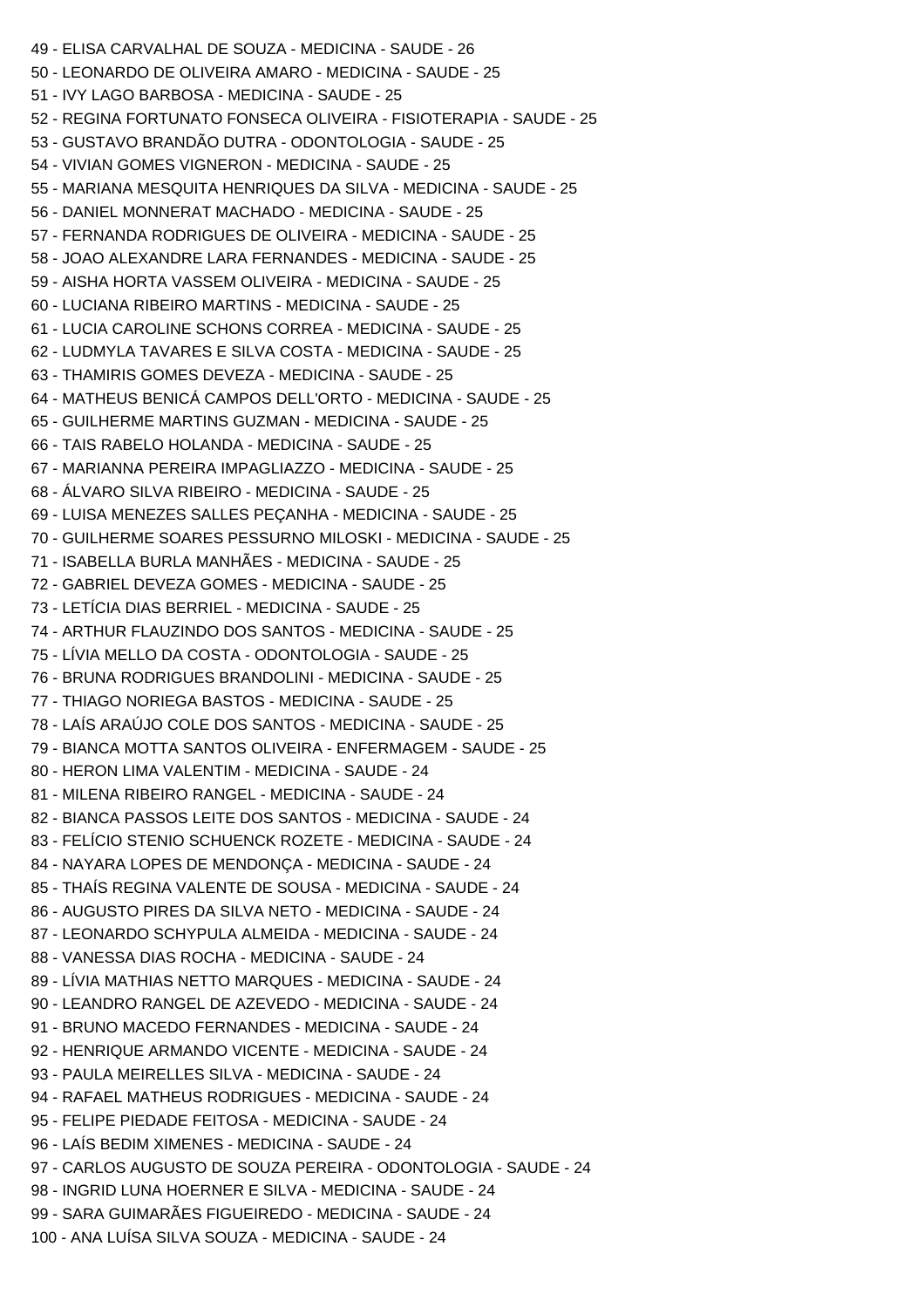49 - ELISA CARVALHAL DE SOUZA - MEDICINA - SAUDE - 26
50 - LEONARDO DE OLIVEIRA AMARO - MEDICINA - SAUDE - 25
51 - IVY LAGO BARBOSA - MEDICINA - SAUDE - 25
52 - REGINA FORTUNATO FONSECA OLIVEIRA - FISIOTERAPIA - SAUDE - 25
53 - GUSTAVO BRANDÃO DUTRA - ODONTOLOGIA - SAUDE - 25
54 - VIVIAN GOMES VIGNERON - MEDICINA - SAUDE - 25
55 - MARIANA MESQUITA HENRIQUES DA SILVA - MEDICINA - SAUDE - 25
56 - DANIEL MONNERAT MACHADO - MEDICINA - SAUDE - 25
57 - FERNANDA RODRIGUES DE OLIVEIRA - MEDICINA - SAUDE - 25
58 - JOAO ALEXANDRE LARA FERNANDES - MEDICINA - SAUDE - 25
59 - AISHA HORTA VASSEM OLIVEIRA - MEDICINA - SAUDE - 25
60 - LUCIANA RIBEIRO MARTINS - MEDICINA - SAUDE - 25
61 - LUCIA CAROLINE SCHONS CORREA - MEDICINA - SAUDE - 25
62 - LUDMYLA TAVARES E SILVA COSTA - MEDICINA - SAUDE - 25
63 - THAMIRIS GOMES DEVEZA - MEDICINA - SAUDE - 25
64 - MATHEUS BENICÁ CAMPOS DELL'ORTO - MEDICINA - SAUDE - 25
65 - GUILHERME MARTINS GUZMAN - MEDICINA - SAUDE - 25
66 - TAIS RABELO HOLANDA - MEDICINA - SAUDE - 25
67 - MARIANNA PEREIRA IMPAGLIAZZO - MEDICINA - SAUDE - 25
68 - ÁLVARO SILVA RIBEIRO - MEDICINA - SAUDE - 25
69 - LUISA MENEZES SALLES PEÇANHA - MEDICINA - SAUDE - 25
70 - GUILHERME SOARES PESSURNO MILOSKI - MEDICINA - SAUDE - 25
71 - ISABELLA BURLA MANHÃES - MEDICINA - SAUDE - 25
72 - GABRIEL DEVEZA GOMES - MEDICINA - SAUDE - 25
73 - LETÍCIA DIAS BERRIEL - MEDICINA - SAUDE - 25
74 - ARTHUR FLAUZINDO DOS SANTOS - MEDICINA - SAUDE - 25
75 - LÍVIA MELLO DA COSTA - ODONTOLOGIA - SAUDE - 25
76 - BRUNA RODRIGUES BRANDOLINI - MEDICINA - SAUDE - 25
77 - THIAGO NORIEGA BASTOS - MEDICINA - SAUDE - 25
78 - LAÍS ARAÚJO COLE DOS SANTOS - MEDICINA - SAUDE - 25
79 - BIANCA MOTTA SANTOS OLIVEIRA - ENFERMAGEM - SAUDE - 25
80 - HERON LIMA VALENTIM - MEDICINA - SAUDE - 24
81 - MILENA RIBEIRO RANGEL - MEDICINA - SAUDE - 24
82 - BIANCA PASSOS LEITE DOS SANTOS - MEDICINA - SAUDE - 24
83 - FELÍCIO STENIO SCHUENCK ROZETE - MEDICINA - SAUDE - 24
84 - NAYARA LOPES DE MENDONÇA - MEDICINA - SAUDE - 24
85 - THAÍS REGINA VALENTE DE SOUSA - MEDICINA - SAUDE - 24
86 - AUGUSTO PIRES DA SILVA NETO - MEDICINA - SAUDE - 24
87 - LEONARDO SCHYPULA ALMEIDA - MEDICINA - SAUDE - 24
88 - VANESSA DIAS ROCHA - MEDICINA - SAUDE - 24
89 - LÍVIA MATHIAS NETTO MARQUES - MEDICINA - SAUDE - 24
90 - LEANDRO RANGEL DE AZEVEDO - MEDICINA - SAUDE - 24
91 - BRUNO MACEDO FERNANDES - MEDICINA - SAUDE - 24
92 - HENRIQUE ARMANDO VICENTE - MEDICINA - SAUDE - 24
93 - PAULA MEIRELLES SILVA - MEDICINA - SAUDE - 24
94 - RAFAEL MATHEUS RODRIGUES - MEDICINA - SAUDE - 24
95 - FELIPE PIEDADE FEITOSA - MEDICINA - SAUDE - 24
96 - LAÍS BEDIM XIMENES - MEDICINA - SAUDE - 24
97 - CARLOS AUGUSTO DE SOUZA PEREIRA - ODONTOLOGIA - SAUDE - 24
98 - INGRID LUNA HOERNER E SILVA - MEDICINA - SAUDE - 24
99 - SARA GUIMARÃES FIGUEIREDO - MEDICINA - SAUDE - 24
100 - ANA LUÍSA SILVA SOUZA - MEDICINA - SAUDE - 24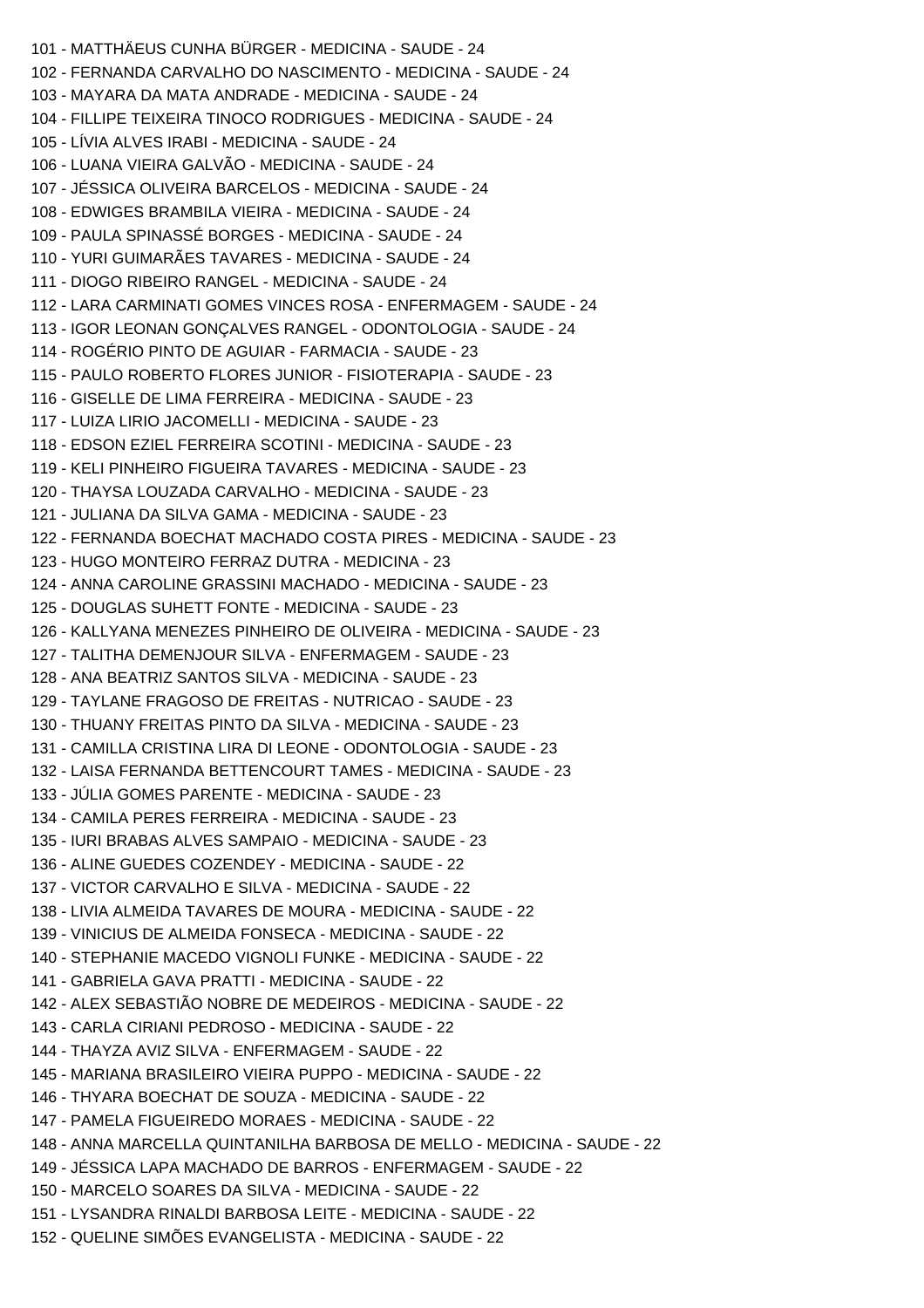101 - MATTHÄEUS CUNHA BÜRGER - MEDICINA - SAUDE - 24
102 - FERNANDA CARVALHO DO NASCIMENTO - MEDICINA - SAUDE - 24
103 - MAYARA DA MATA ANDRADE - MEDICINA - SAUDE - 24
104 - FILLIPE TEIXEIRA TINOCO RODRIGUES - MEDICINA - SAUDE - 24
105 - LÍVIA ALVES IRABI - MEDICINA - SAUDE - 24
106 - LUANA VIEIRA GALVÃO - MEDICINA - SAUDE - 24
107 - JÉSSICA OLIVEIRA BARCELOS - MEDICINA - SAUDE - 24
108 - EDWIGES BRAMBILA VIEIRA - MEDICINA - SAUDE - 24
109 - PAULA SPINASSÉ BORGES - MEDICINA - SAUDE - 24
110 - YURI GUIMARÃES TAVARES - MEDICINA - SAUDE - 24
111 - DIOGO RIBEIRO RANGEL - MEDICINA - SAUDE - 24
112 - LARA CARMINATI GOMES VINCES ROSA - ENFERMAGEM - SAUDE - 24
113 - IGOR LEONAN GONÇALVES RANGEL - ODONTOLOGIA - SAUDE - 24
114 - ROGÉRIO PINTO DE AGUIAR - FARMACIA - SAUDE - 23
115 - PAULO ROBERTO FLORES JUNIOR - FISIOTERAPIA - SAUDE - 23
116 - GISELLE DE LIMA FERREIRA - MEDICINA - SAUDE - 23
117 - LUIZA LIRIO JACOMELLI - MEDICINA - SAUDE - 23
118 - EDSON EZIEL FERREIRA SCOTINI - MEDICINA - SAUDE - 23
119 - KELI PINHEIRO FIGUEIRA TAVARES - MEDICINA - SAUDE - 23
120 - THAYSA LOUZADA CARVALHO - MEDICINA - SAUDE - 23
121 - JULIANA DA SILVA GAMA - MEDICINA - SAUDE - 23
122 - FERNANDA BOECHAT MACHADO COSTA PIRES - MEDICINA - SAUDE - 23
123 - HUGO MONTEIRO FERRAZ DUTRA - MEDICINA - 23
124 - ANNA CAROLINE GRASSINI MACHADO - MEDICINA - SAUDE - 23
125 - DOUGLAS SUHETT FONTE - MEDICINA - SAUDE - 23
126 - KALLYANA MENEZES PINHEIRO DE OLIVEIRA - MEDICINA - SAUDE - 23
127 - TALITHA DEMENJOUR SILVA - ENFERMAGEM - SAUDE - 23
128 - ANA BEATRIZ SANTOS SILVA - MEDICINA - SAUDE - 23
129 - TAYLANE FRAGOSO DE FREITAS - NUTRICAO - SAUDE - 23
130 - THUANY FREITAS PINTO DA SILVA - MEDICINA - SAUDE - 23
131 - CAMILLA CRISTINA LIRA DI LEONE - ODONTOLOGIA - SAUDE - 23
132 - LAISA FERNANDA BETTENCOURT TAMES - MEDICINA - SAUDE - 23
133 - JÚLIA GOMES PARENTE - MEDICINA - SAUDE - 23
134 - CAMILA PERES FERREIRA - MEDICINA - SAUDE - 23
135 - IURI BRABAS ALVES SAMPAIO - MEDICINA - SAUDE - 23
136 - ALINE GUEDES COZENDEY - MEDICINA - SAUDE - 22
137 - VICTOR CARVALHO E SILVA - MEDICINA - SAUDE - 22
138 - LIVIA ALMEIDA TAVARES DE MOURA - MEDICINA - SAUDE - 22
139 - VINICIUS DE ALMEIDA FONSECA - MEDICINA - SAUDE - 22
140 - STEPHANIE MACEDO VIGNOLI FUNKE - MEDICINA - SAUDE - 22
141 - GABRIELA GAVA PRATTI - MEDICINA - SAUDE - 22
142 - ALEX SEBASTIÃO NOBRE DE MEDEIROS - MEDICINA - SAUDE - 22
143 - CARLA CIRIANI PEDROSO - MEDICINA - SAUDE - 22
144 - THAYZA AVIZ SILVA - ENFERMAGEM - SAUDE - 22
145 - MARIANA BRASILEIRO VIEIRA PUPPO - MEDICINA - SAUDE - 22
146 - THYARA BOECHAT DE SOUZA - MEDICINA - SAUDE - 22
147 - PAMELA FIGUEIREDO MORAES - MEDICINA - SAUDE - 22
148 - ANNA MARCELLA QUINTANILHA BARBOSA DE MELLO - MEDICINA - SAUDE - 22
149 - JÉSSICA LAPA MACHADO DE BARROS - ENFERMAGEM - SAUDE - 22
150 - MARCELO SOARES DA SILVA - MEDICINA - SAUDE - 22
151 - LYSANDRA RINALDI BARBOSA LEITE - MEDICINA - SAUDE - 22
152 - QUELINE SIMÕES EVANGELISTA - MEDICINA - SAUDE - 22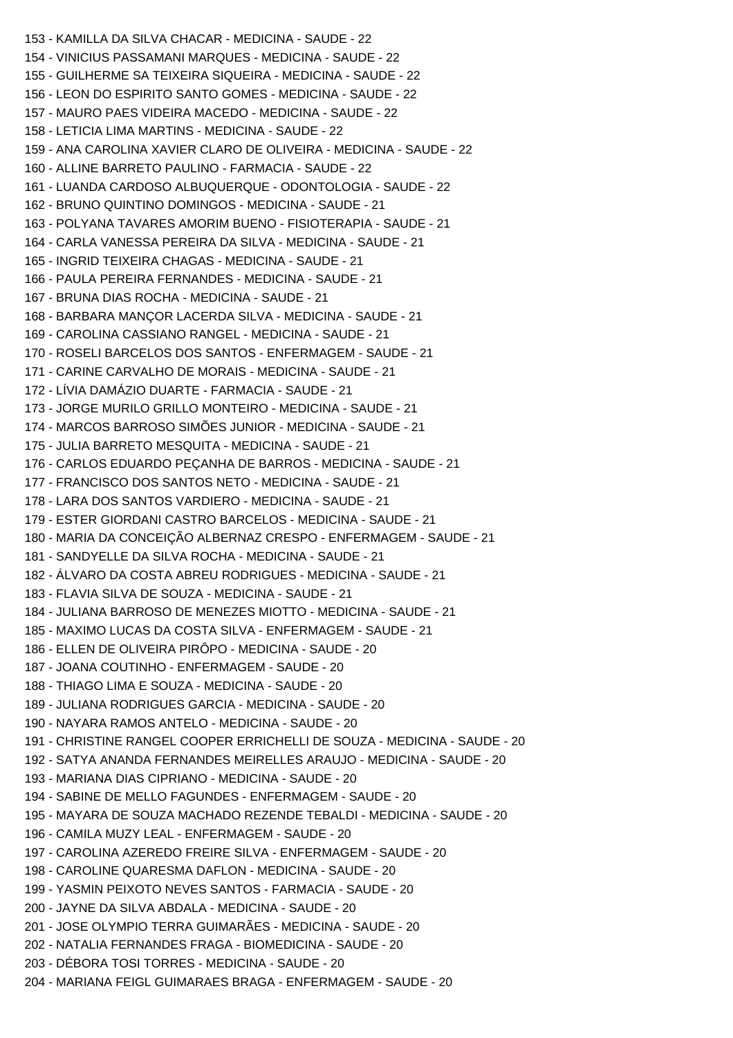153 - KAMILLA DA SILVA CHACAR - MEDICINA - SAUDE - 22
154 - VINICIUS PASSAMANI MARQUES - MEDICINA - SAUDE - 22
155 - GUILHERME SA TEIXEIRA SIQUEIRA - MEDICINA - SAUDE - 22
156 - LEON DO ESPIRITO SANTO GOMES - MEDICINA - SAUDE - 22
157 - MAURO PAES VIDEIRA MACEDO - MEDICINA - SAUDE - 22
158 - LETICIA LIMA MARTINS - MEDICINA - SAUDE - 22
159 - ANA CAROLINA XAVIER CLARO DE OLIVEIRA - MEDICINA - SAUDE - 22
160 - ALLINE BARRETO PAULINO - FARMACIA - SAUDE - 22
161 - LUANDA CARDOSO ALBUQUERQUE - ODONTOLOGIA - SAUDE - 22
162 - BRUNO QUINTINO DOMINGOS - MEDICINA - SAUDE - 21
163 - POLYANA TAVARES AMORIM BUENO - FISIOTERAPIA - SAUDE - 21
164 - CARLA VANESSA PEREIRA DA SILVA - MEDICINA - SAUDE - 21
165 - INGRID TEIXEIRA CHAGAS - MEDICINA - SAUDE - 21
166 - PAULA PEREIRA FERNANDES - MEDICINA - SAUDE - 21
167 - BRUNA DIAS ROCHA - MEDICINA - SAUDE - 21
168 - BARBARA MANÇOR LACERDA SILVA - MEDICINA - SAUDE - 21
169 - CAROLINA CASSIANO RANGEL - MEDICINA - SAUDE - 21
170 - ROSELI BARCELOS DOS SANTOS - ENFERMAGEM - SAUDE - 21
171 - CARINE CARVALHO DE MORAIS - MEDICINA - SAUDE - 21
172 - LÍVIA DAMÁZIO DUARTE - FARMACIA - SAUDE - 21
173 - JORGE MURILO GRILLO MONTEIRO - MEDICINA - SAUDE - 21
174 - MARCOS BARROSO SIMÕES JUNIOR - MEDICINA - SAUDE - 21
175 - JULIA BARRETO MESQUITA - MEDICINA - SAUDE - 21
176 - CARLOS EDUARDO PEÇANHA DE BARROS - MEDICINA - SAUDE - 21
177 - FRANCISCO DOS SANTOS NETO - MEDICINA - SAUDE - 21
178 - LARA DOS SANTOS VARDIERO - MEDICINA - SAUDE - 21
179 - ESTER GIORDANI CASTRO BARCELOS - MEDICINA - SAUDE - 21
180 - MARIA DA CONCEIÇÃO ALBERNAZ CRESPO - ENFERMAGEM - SAUDE - 21
181 - SANDYELLE DA SILVA ROCHA - MEDICINA - SAUDE - 21
182 - ÁLVARO DA COSTA ABREU RODRIGUES - MEDICINA - SAUDE - 21
183 - FLAVIA SILVA DE SOUZA - MEDICINA - SAUDE - 21
184 - JULIANA BARROSO DE MENEZES MIOTTO - MEDICINA - SAUDE - 21
185 - MAXIMO LUCAS DA COSTA SILVA - ENFERMAGEM - SAUDE - 21
186 - ELLEN DE OLIVEIRA PIRÔPO - MEDICINA - SAUDE - 20
187 - JOANA COUTINHO - ENFERMAGEM - SAUDE - 20
188 - THIAGO LIMA E SOUZA - MEDICINA - SAUDE - 20
189 - JULIANA RODRIGUES GARCIA - MEDICINA - SAUDE - 20
190 - NAYARA RAMOS ANTELO - MEDICINA - SAUDE - 20
191 - CHRISTINE RANGEL COOPER ERRICHELLI DE SOUZA - MEDICINA - SAUDE - 20
192 - SATYA ANANDA FERNANDES MEIRELLES ARAUJO - MEDICINA - SAUDE - 20
193 - MARIANA DIAS CIPRIANO - MEDICINA - SAUDE - 20
194 - SABINE DE MELLO FAGUNDES - ENFERMAGEM - SAUDE - 20
195 - MAYARA DE SOUZA MACHADO REZENDE TEBALDI - MEDICINA - SAUDE - 20
196 - CAMILA MUZY LEAL - ENFERMAGEM - SAUDE - 20
197 - CAROLINA AZEREDO FREIRE SILVA - ENFERMAGEM - SAUDE - 20
198 - CAROLINE QUARESMA DAFLON - MEDICINA - SAUDE - 20
199 - YASMIN PEIXOTO NEVES SANTOS - FARMACIA - SAUDE - 20
200 - JAYNE DA SILVA ABDALA - MEDICINA - SAUDE - 20
201 - JOSE OLYMPIO TERRA GUIMARÃES - MEDICINA - SAUDE - 20
202 - NATALIA FERNANDES FRAGA - BIOMEDICINA - SAUDE - 20
203 - DÉBORA TOSI TORRES - MEDICINA - SAUDE - 20
204 - MARIANA FEIGL GUIMARAES BRAGA - ENFERMAGEM - SAUDE - 20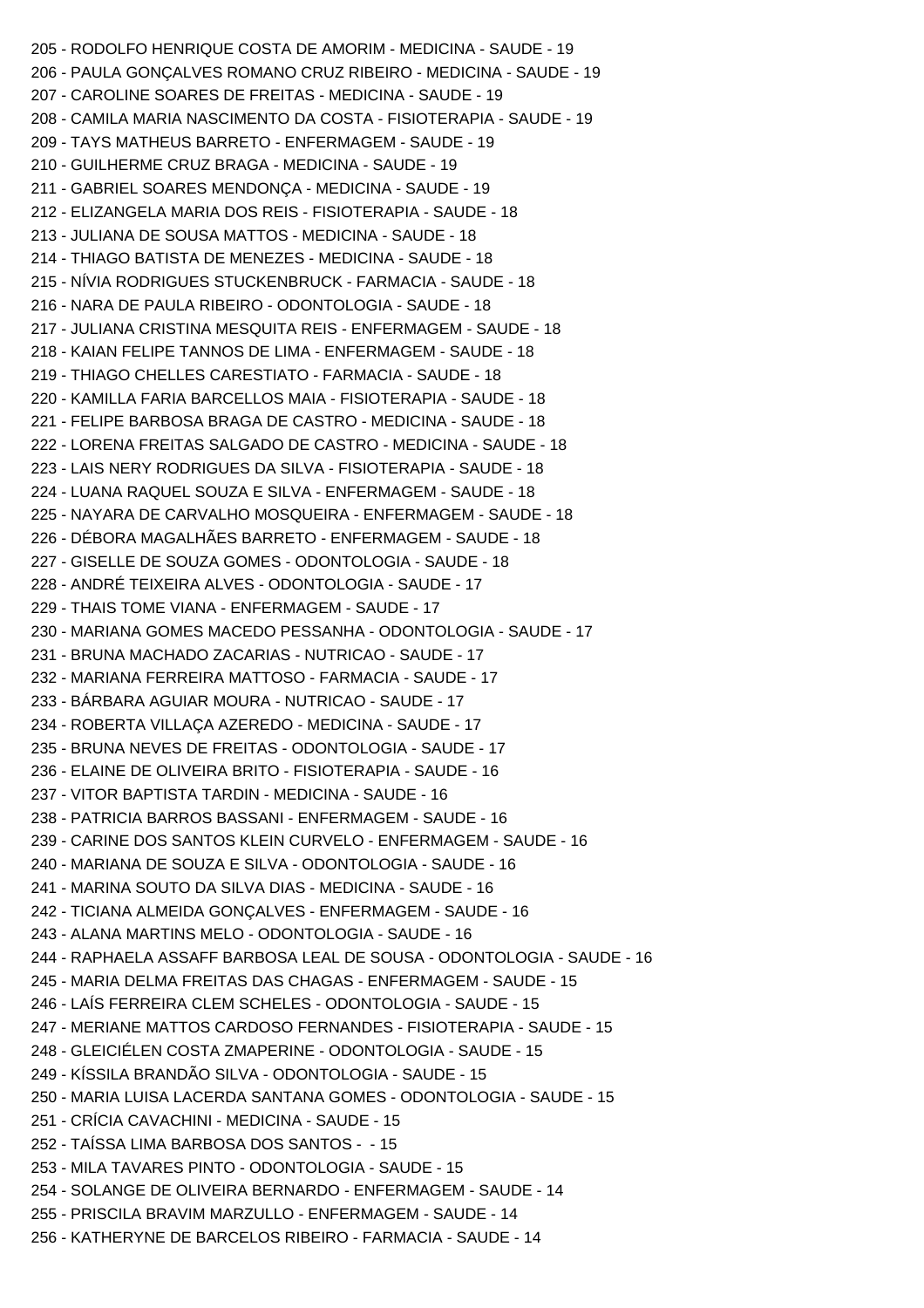205 - RODOLFO HENRIQUE COSTA DE AMORIM - MEDICINA - SAUDE - 19

206 - PAULA GONÇALVES ROMANO CRUZ RIBEIRO - MEDICINA - SAUDE - 19

207 - CAROLINE SOARES DE FREITAS - MEDICINA - SAUDE - 19

208 - CAMILA MARIA NASCIMENTO DA COSTA - FISIOTERAPIA - SAUDE - 19

209 - TAYS MATHEUS BARRETO - ENFERMAGEM - SAUDE - 19

210 - GUILHERME CRUZ BRAGA - MEDICINA - SAUDE - 19

211 - GABRIEL SOARES MENDONÇA - MEDICINA - SAUDE - 19

212 - ELIZANGELA MARIA DOS REIS - FISIOTERAPIA - SAUDE - 18

213 - JULIANA DE SOUSA MATTOS - MEDICINA - SAUDE - 18

214 - THIAGO BATISTA DE MENEZES - MEDICINA - SAUDE - 18

215 - NÍVIA RODRIGUES STUCKENBRUCK - FARMACIA - SAUDE - 18

216 - NARA DE PAULA RIBEIRO - ODONTOLOGIA - SAUDE - 18

217 - JULIANA CRISTINA MESQUITA REIS - ENFERMAGEM - SAUDE - 18

218 - KAIAN FELIPE TANNOS DE LIMA - ENFERMAGEM - SAUDE - 18

219 - THIAGO CHELLES CARESTIATO - FARMACIA - SAUDE - 18

220 - KAMILLA FARIA BARCELLOS MAIA - FISIOTERAPIA - SAUDE - 18

221 - FELIPE BARBOSA BRAGA DE CASTRO - MEDICINA - SAUDE - 18

222 - LORENA FREITAS SALGADO DE CASTRO - MEDICINA - SAUDE - 18

223 - LAIS NERY RODRIGUES DA SILVA - FISIOTERAPIA - SAUDE - 18

224 - LUANA RAQUEL SOUZA E SILVA - ENFERMAGEM - SAUDE - 18

225 - NAYARA DE CARVALHO MOSQUEIRA - ENFERMAGEM - SAUDE - 18

226 - DÉBORA MAGALHÃES BARRETO - ENFERMAGEM - SAUDE - 18

227 - GISELLE DE SOUZA GOMES - ODONTOLOGIA - SAUDE - 18

228 - ANDRÉ TEIXEIRA ALVES - ODONTOLOGIA - SAUDE - 17

229 - THAIS TOME VIANA - ENFERMAGEM - SAUDE - 17

230 - MARIANA GOMES MACEDO PESSANHA - ODONTOLOGIA - SAUDE - 17

231 - BRUNA MACHADO ZACARIAS - NUTRICAO - SAUDE - 17

232 - MARIANA FERREIRA MATTOSO - FARMACIA - SAUDE - 17

233 - BÁRBARA AGUIAR MOURA - NUTRICAO - SAUDE - 17

234 - ROBERTA VILLAÇA AZEREDO - MEDICINA - SAUDE - 17

235 - BRUNA NEVES DE FREITAS - ODONTOLOGIA - SAUDE - 17

236 - ELAINE DE OLIVEIRA BRITO - FISIOTERAPIA - SAUDE - 16

237 - VITOR BAPTISTA TARDIN - MEDICINA - SAUDE - 16

238 - PATRICIA BARROS BASSANI - ENFERMAGEM - SAUDE - 16

239 - CARINE DOS SANTOS KLEIN CURVELO - ENFERMAGEM - SAUDE - 16

240 - MARIANA DE SOUZA E SILVA - ODONTOLOGIA - SAUDE - 16

241 - MARINA SOUTO DA SILVA DIAS - MEDICINA - SAUDE - 16

242 - TICIANA ALMEIDA GONÇALVES - ENFERMAGEM - SAUDE - 16

243 - ALANA MARTINS MELO - ODONTOLOGIA - SAUDE - 16

244 - RAPHAELA ASSAFF BARBOSA LEAL DE SOUSA - ODONTOLOGIA - SAUDE - 16

245 - MARIA DELMA FREITAS DAS CHAGAS - ENFERMAGEM - SAUDE - 15

246 - LAÍS FERREIRA CLEM SCHELES - ODONTOLOGIA - SAUDE - 15

247 - MERIANE MATTOS CARDOSO FERNANDES - FISIOTERAPIA - SAUDE - 15

248 - GLEICIÉLEN COSTA ZMAPERINE - ODONTOLOGIA - SAUDE - 15

249 - KÍSSILA BRANDÃO SILVA - ODONTOLOGIA - SAUDE - 15

250 - MARIA LUISA LACERDA SANTANA GOMES - ODONTOLOGIA - SAUDE - 15

251 - CRÍCIA CAVACHINI - MEDICINA - SAUDE - 15

252 - TAÍSSA LIMA BARBOSA DOS SANTOS - - 15

253 - MILA TAVARES PINTO - ODONTOLOGIA - SAUDE - 15

254 - SOLANGE DE OLIVEIRA BERNARDO - ENFERMAGEM - SAUDE - 14

255 - PRISCILA BRAVIM MARZULLO - ENFERMAGEM - SAUDE - 14

256 - KATHERYNE DE BARCELOS RIBEIRO - FARMACIA - SAUDE - 14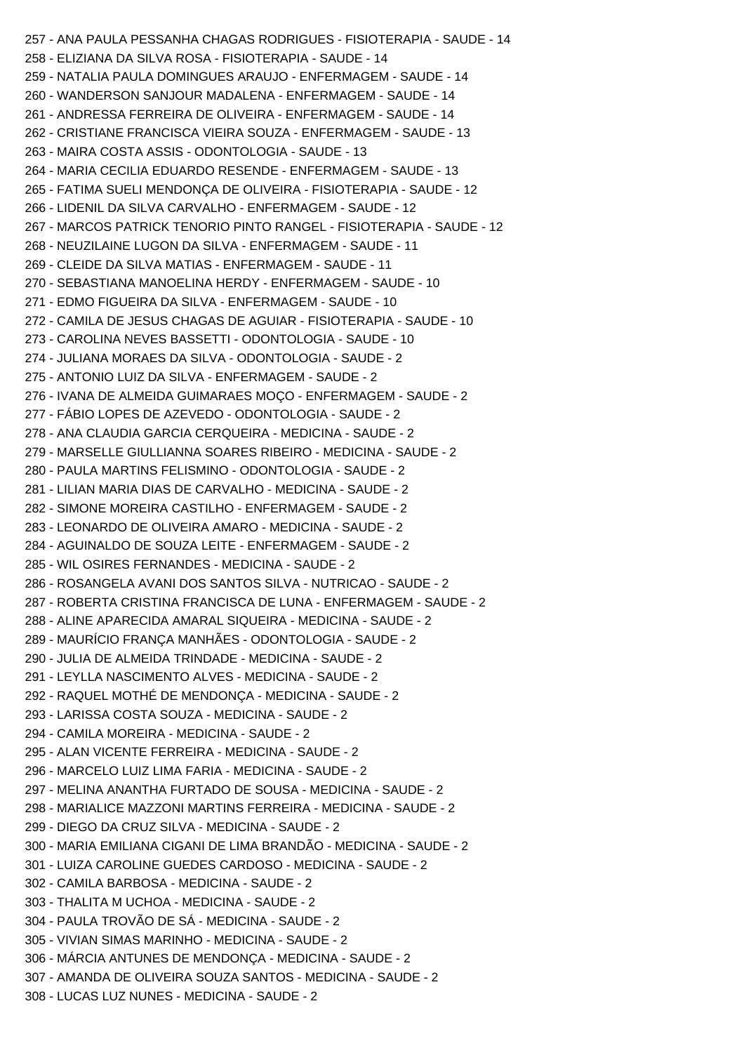257 - ANA PAULA PESSANHA CHAGAS RODRIGUES - FISIOTERAPIA - SAUDE - 14
258 - ELIZIANA DA SILVA ROSA - FISIOTERAPIA - SAUDE - 14
259 - NATALIA PAULA DOMINGUES ARAUJO - ENFERMAGEM - SAUDE - 14
260 - WANDERSON SANJOUR MADALENA - ENFERMAGEM - SAUDE - 14
261 - ANDRESSA FERREIRA DE OLIVEIRA - ENFERMAGEM - SAUDE - 14
262 - CRISTIANE FRANCISCA VIEIRA SOUZA - ENFERMAGEM - SAUDE - 13
263 - MAIRA COSTA ASSIS - ODONTOLOGIA - SAUDE - 13
264 - MARIA CECILIA EDUARDO RESENDE - ENFERMAGEM - SAUDE - 13
265 - FATIMA SUELI MENDONÇA DE OLIVEIRA - FISIOTERAPIA - SAUDE - 12
266 - LIDENIL DA SILVA CARVALHO - ENFERMAGEM - SAUDE - 12
267 - MARCOS PATRICK TENORIO PINTO RANGEL - FISIOTERAPIA - SAUDE - 12
268 - NEUZILAINE LUGON DA SILVA - ENFERMAGEM - SAUDE - 11
269 - CLEIDE DA SILVA MATIAS - ENFERMAGEM - SAUDE - 11
270 - SEBASTIANA MANOELINA HERDY - ENFERMAGEM - SAUDE - 10
271 - EDMO FIGUEIRA DA SILVA - ENFERMAGEM - SAUDE - 10
272 - CAMILA DE JESUS CHAGAS DE AGUIAR - FISIOTERAPIA - SAUDE - 10
273 - CAROLINA NEVES BASSETTI - ODONTOLOGIA - SAUDE - 10
274 - JULIANA MORAES DA SILVA - ODONTOLOGIA - SAUDE - 2
275 - ANTONIO LUIZ DA SILVA - ENFERMAGEM - SAUDE - 2
276 - IVANA DE ALMEIDA GUIMARAES MOÇO - ENFERMAGEM - SAUDE - 2
277 - FÁBIO LOPES DE AZEVEDO - ODONTOLOGIA - SAUDE - 2
278 - ANA CLAUDIA GARCIA CERQUEIRA - MEDICINA - SAUDE - 2
279 - MARSELLE GIULLIANNA SOARES RIBEIRO - MEDICINA - SAUDE - 2
280 - PAULA MARTINS FELISMINO - ODONTOLOGIA - SAUDE - 2
281 - LILIAN MARIA DIAS DE CARVALHO - MEDICINA - SAUDE - 2
282 - SIMONE MOREIRA CASTILHO - ENFERMAGEM - SAUDE - 2
283 - LEONARDO DE OLIVEIRA AMARO - MEDICINA - SAUDE - 2
284 - AGUINALDO DE SOUZA LEITE - ENFERMAGEM - SAUDE - 2
285 - WIL OSIRES FERNANDES - MEDICINA - SAUDE - 2
286 - ROSANGELA AVANI DOS SANTOS SILVA - NUTRICAO - SAUDE - 2
287 - ROBERTA CRISTINA FRANCISCA DE LUNA - ENFERMAGEM - SAUDE - 2
288 - ALINE APARECIDA AMARAL SIQUEIRA - MEDICINA - SAUDE - 2
289 - MAURÍCIO FRANÇA MANHÃES - ODONTOLOGIA - SAUDE - 2
290 - JULIA DE ALMEIDA TRINDADE - MEDICINA - SAUDE - 2
291 - LEYLLA NASCIMENTO ALVES - MEDICINA - SAUDE - 2
292 - RAQUEL MOTHÉ DE MENDONÇA - MEDICINA - SAUDE - 2
293 - LARISSA COSTA SOUZA - MEDICINA - SAUDE - 2
294 - CAMILA MOREIRA - MEDICINA - SAUDE - 2
295 - ALAN VICENTE FERREIRA - MEDICINA - SAUDE - 2
296 - MARCELO LUIZ LIMA FARIA - MEDICINA - SAUDE - 2
297 - MELINA ANANTHA FURTADO DE SOUSA - MEDICINA - SAUDE - 2
298 - MARIALICE MAZZONI MARTINS FERREIRA - MEDICINA - SAUDE - 2
299 - DIEGO DA CRUZ SILVA - MEDICINA - SAUDE - 2
300 - MARIA EMILIANA CIGANI DE LIMA BRANDÃO - MEDICINA - SAUDE - 2
301 - LUIZA CAROLINE GUEDES CARDOSO - MEDICINA - SAUDE - 2
302 - CAMILA BARBOSA - MEDICINA - SAUDE - 2
303 - THALITA M UCHOA - MEDICINA - SAUDE - 2
304 - PAULA TROVÃO DE SÁ - MEDICINA - SAUDE - 2
305 - VIVIAN SIMAS MARINHO - MEDICINA - SAUDE - 2
306 - MÁRCIA ANTUNES DE MENDONÇA - MEDICINA - SAUDE - 2
307 - AMANDA DE OLIVEIRA SOUZA SANTOS - MEDICINA - SAUDE - 2
308 - LUCAS LUZ NUNES - MEDICINA - SAUDE - 2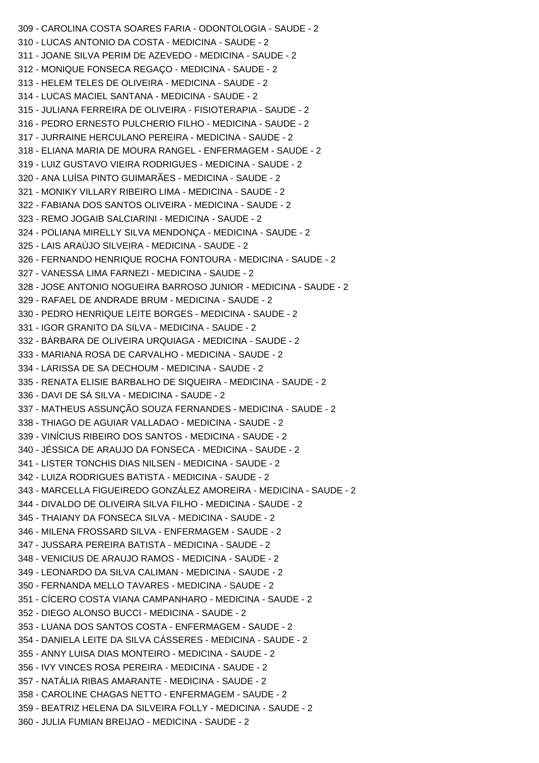309 - CAROLINA COSTA SOARES FARIA - ODONTOLOGIA - SAUDE - 2
310 - LUCAS ANTONIO DA COSTA - MEDICINA - SAUDE - 2
311 - JOANE SILVA PERIM DE AZEVEDO - MEDICINA - SAUDE - 2
312 - MONIQUE FONSECA REGAÇO - MEDICINA - SAUDE - 2
313 - HELEM TELES DE OLIVEIRA - MEDICINA - SAUDE - 2
314 - LUCAS MACIEL SANTANA - MEDICINA - SAUDE - 2
315 - JULIANA FERREIRA DE OLIVEIRA - FISIOTERAPIA - SAUDE - 2
316 - PEDRO ERNESTO PULCHERIO FILHO - MEDICINA - SAUDE - 2
317 - JURRAINE HERCULANO PEREIRA - MEDICINA - SAUDE - 2
318 - ELIANA MARIA DE MOURA RANGEL - ENFERMAGEM - SAUDE - 2
319 - LUIZ GUSTAVO VIEIRA RODRIGUES - MEDICINA - SAUDE - 2
320 - ANA LUÍSA PINTO GUIMARÃES - MEDICINA - SAUDE - 2
321 - MONIKY VILLARY RIBEIRO LIMA - MEDICINA - SAUDE - 2
322 - FABIANA DOS SANTOS OLIVEIRA - MEDICINA - SAUDE - 2
323 - REMO JOGAIB SALCIARINI - MEDICINA - SAUDE - 2
324 - POLIANA MIRELLY SILVA MENDONÇA - MEDICINA - SAUDE - 2
325 - LAIS ARAÚJO SILVEIRA - MEDICINA - SAUDE - 2
326 - FERNANDO HENRIQUE ROCHA FONTOURA - MEDICINA - SAUDE - 2
327 - VANESSA LIMA FARNEZI - MEDICINA - SAUDE - 2
328 - JOSE ANTONIO NOGUEIRA BARROSO JUNIOR - MEDICINA - SAUDE - 2
329 - RAFAEL DE ANDRADE BRUM - MEDICINA - SAUDE - 2
330 - PEDRO HENRIQUE LEITE BORGES - MEDICINA - SAUDE - 2
331 - IGOR GRANITO DA SILVA - MEDICINA - SAUDE - 2
332 - BÁRBARA DE OLIVEIRA URQUIAGA - MEDICINA - SAUDE - 2
333 - MARIANA ROSA DE CARVALHO - MEDICINA - SAUDE - 2
334 - LARISSA DE SA DECHOUM - MEDICINA - SAUDE - 2
335 - RENATA ELISIE BARBALHO DE SIQUEIRA - MEDICINA - SAUDE - 2
336 - DAVI DE SÁ SILVA - MEDICINA - SAUDE - 2
337 - MATHEUS ASSUNÇÃO SOUZA FERNANDES - MEDICINA - SAUDE - 2
338 - THIAGO DE AGUIAR VALLADAO - MEDICINA - SAUDE - 2
339 - VINÍCIUS RIBEIRO DOS SANTOS - MEDICINA - SAUDE - 2
340 - JÉSSICA DE ARAUJO DA FONSECA - MEDICINA - SAUDE - 2
341 - LISTER TONCHIS DIAS NILSEN - MEDICINA - SAUDE - 2
342 - LUIZA RODRIGUES BATISTA - MEDICINA - SAUDE - 2
343 - MARCELLA FIGUEIREDO GONZÁLEZ AMOREIRA - MEDICINA - SAUDE - 2
344 - DIVALDO DE OLIVEIRA SILVA FILHO - MEDICINA - SAUDE - 2
345 - THAIANY DA FONSECA SILVA - MEDICINA - SAUDE - 2
346 - MILENA FROSSARD SILVA - ENFERMAGEM - SAUDE - 2
347 - JUSSARA PEREIRA BATISTA - MEDICINA - SAUDE - 2
348 - VENICIUS DE ARAUJO RAMOS - MEDICINA - SAUDE - 2
349 - LEONARDO DA SILVA CALIMAN - MEDICINA - SAUDE - 2
350 - FERNANDA MELLO TAVARES - MEDICINA - SAUDE - 2
351 - CÍCERO COSTA VIANA CAMPANHARO - MEDICINA - SAUDE - 2
352 - DIEGO ALONSO BUCCI - MEDICINA - SAUDE - 2
353 - LUANA DOS SANTOS COSTA - ENFERMAGEM - SAUDE - 2
354 - DANIELA LEITE DA SILVA CÁSSERES - MEDICINA - SAUDE - 2
355 - ANNY LUISA DIAS MONTEIRO - MEDICINA - SAUDE - 2
356 - IVY VINCES ROSA PEREIRA - MEDICINA - SAUDE - 2
357 - NATÁLIA RIBAS AMARANTE - MEDICINA - SAUDE - 2
358 - CAROLINE CHAGAS NETTO - ENFERMAGEM - SAUDE - 2
359 - BEATRIZ HELENA DA SILVEIRA FOLLY - MEDICINA - SAUDE - 2
360 - JULIA FUMIAN BREIJAO - MEDICINA - SAUDE - 2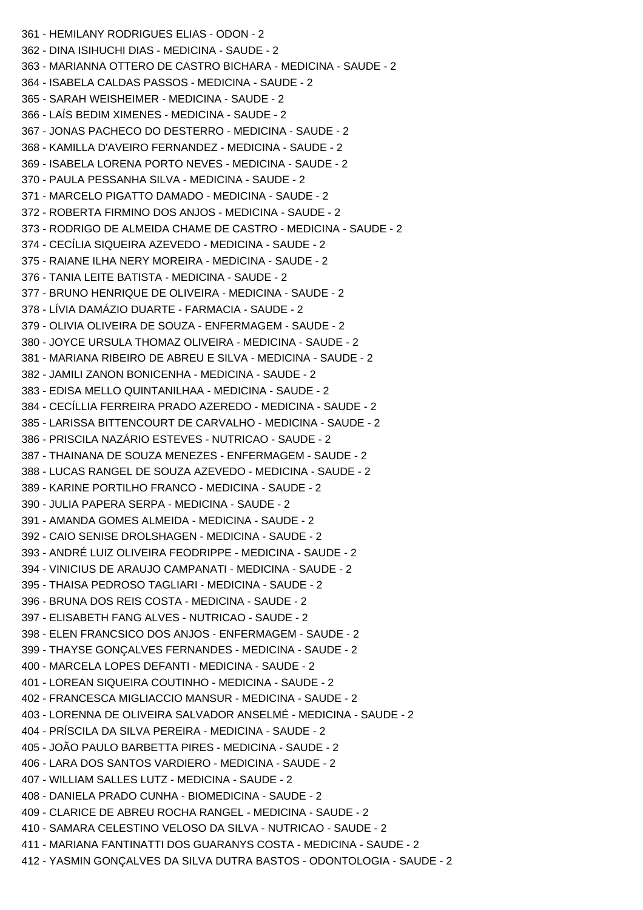361 - HEMILANY RODRIGUES ELIAS - ODON - 2
362 - DINA ISIHUCHI DIAS - MEDICINA - SAUDE - 2
363 - MARIANNA OTTERO DE CASTRO BICHARA - MEDICINA - SAUDE - 2
364 - ISABELA CALDAS PASSOS - MEDICINA - SAUDE - 2
365 - SARAH WEISHEIMER - MEDICINA - SAUDE - 2
366 - LAÍS BEDIM XIMENES - MEDICINA - SAUDE - 2
367 - JONAS PACHECO DO DESTERRO - MEDICINA - SAUDE - 2
368 - KAMILLA D'AVEIRO FERNANDEZ - MEDICINA - SAUDE - 2
369 - ISABELA LORENA PORTO NEVES - MEDICINA - SAUDE - 2
370 - PAULA PESSANHA SILVA - MEDICINA - SAUDE - 2
371 - MARCELO PIGATTO DAMADO - MEDICINA - SAUDE - 2
372 - ROBERTA FIRMINO DOS ANJOS - MEDICINA - SAUDE - 2
373 - RODRIGO DE ALMEIDA CHAME DE CASTRO - MEDICINA - SAUDE - 2
374 - CECÍLIA SIQUEIRA AZEVEDO - MEDICINA - SAUDE - 2
375 - RAIANE ILHA NERY MOREIRA - MEDICINA - SAUDE - 2
376 - TANIA LEITE BATISTA - MEDICINA - SAUDE - 2
377 - BRUNO HENRIQUE DE OLIVEIRA - MEDICINA - SAUDE - 2
378 - LÍVIA DAMÁZIO DUARTE - FARMACIA - SAUDE - 2
379 - OLIVIA OLIVEIRA DE SOUZA - ENFERMAGEM - SAUDE - 2
380 - JOYCE URSULA THOMAZ OLIVEIRA - MEDICINA - SAUDE - 2
381 - MARIANA RIBEIRO DE ABREU E SILVA - MEDICINA - SAUDE - 2
382 - JAMILI ZANON BONICENHA - MEDICINA - SAUDE - 2
383 - EDISA MELLO QUINTANILHAA - MEDICINA - SAUDE - 2
384 - CECÍLLIA FERREIRA PRADO AZEREDO - MEDICINA - SAUDE - 2
385 - LARISSA BITTENCOURT DE CARVALHO - MEDICINA - SAUDE - 2
386 - PRISCILA NAZÁRIO ESTEVES - NUTRICAO - SAUDE - 2
387 - THAINANA DE SOUZA MENEZES - ENFERMAGEM - SAUDE - 2
388 - LUCAS RANGEL DE SOUZA AZEVEDO - MEDICINA - SAUDE - 2
389 - KARINE PORTILHO FRANCO - MEDICINA - SAUDE - 2
390 - JULIA PAPERA SERPA - MEDICINA - SAUDE - 2
391 - AMANDA GOMES ALMEIDA - MEDICINA - SAUDE - 2
392 - CAIO SENISE DROLSHAGEN - MEDICINA - SAUDE - 2
393 - ANDRÉ LUIZ OLIVEIRA FEODRIPPE - MEDICINA - SAUDE - 2
394 - VINICIUS DE ARAUJO CAMPANATI - MEDICINA - SAUDE - 2
395 - THAISA PEDROSO TAGLIARI - MEDICINA - SAUDE - 2
396 - BRUNA DOS REIS COSTA - MEDICINA - SAUDE - 2
397 - ELISABETH FANG ALVES - NUTRICAO - SAUDE - 2
398 - ELEN FRANCSICO DOS ANJOS - ENFERMAGEM - SAUDE - 2
399 - THAYSE GONÇALVES FERNANDES - MEDICINA - SAUDE - 2
400 - MARCELA LOPES DEFANTI - MEDICINA - SAUDE - 2
401 - LOREAN SIQUEIRA COUTINHO - MEDICINA - SAUDE - 2
402 - FRANCESCA MIGLIACCIO MANSUR - MEDICINA - SAUDE - 2
403 - LORENNA DE OLIVEIRA SALVADOR ANSELMÉ - MEDICINA - SAUDE - 2
404 - PRÍSCILA DA SILVA PEREIRA - MEDICINA - SAUDE - 2
405 - JOÃO PAULO BARBETTA PIRES - MEDICINA - SAUDE - 2
406 - LARA DOS SANTOS VARDIERO - MEDICINA - SAUDE - 2
407 - WILLIAM SALLES LUTZ - MEDICINA - SAUDE - 2
408 - DANIELA PRADO CUNHA - BIOMEDICINA - SAUDE - 2
409 - CLARICE DE ABREU ROCHA RANGEL - MEDICINA - SAUDE - 2
410 - SAMARA CELESTINO VELOSO DA SILVA - NUTRICAO - SAUDE - 2
411 - MARIANA FANTINATTI DOS GUARANYS COSTA - MEDICINA - SAUDE - 2
412 - YASMIN GONÇALVES DA SILVA DUTRA BASTOS - ODONTOLOGIA - SAUDE - 2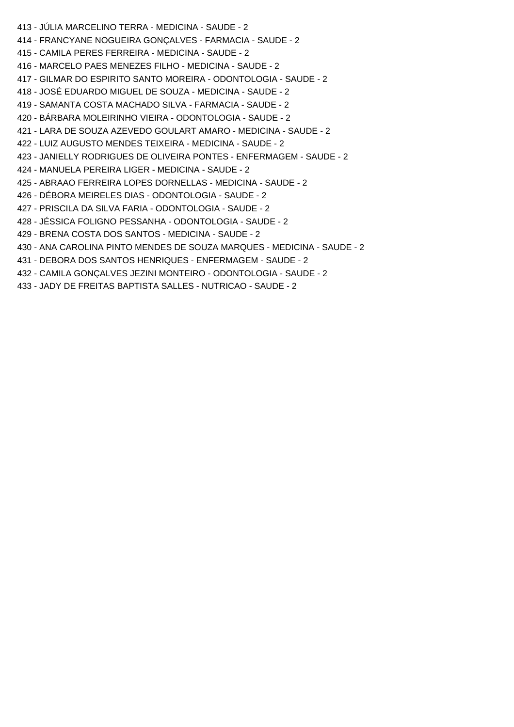413 - JÚLIA MARCELINO TERRA - MEDICINA - SAUDE - 2
414 - FRANCYANE NOGUEIRA GONÇALVES - FARMACIA - SAUDE - 2
415 - CAMILA PERES FERREIRA - MEDICINA - SAUDE - 2
416 - MARCELO PAES MENEZES FILHO - MEDICINA - SAUDE - 2
417 - GILMAR DO ESPIRITO SANTO MOREIRA - ODONTOLOGIA - SAUDE - 2
418 - JOSÉ EDUARDO MIGUEL DE SOUZA - MEDICINA - SAUDE - 2
419 - SAMANTA COSTA MACHADO SILVA - FARMACIA - SAUDE - 2
420 - BÁRBARA MOLEIRINHO VIEIRA - ODONTOLOGIA - SAUDE - 2
421 - LARA DE SOUZA AZEVEDO GOULART AMARO - MEDICINA - SAUDE - 2
422 - LUIZ AUGUSTO MENDES TEIXEIRA - MEDICINA - SAUDE - 2
423 - JANIELLY RODRIGUES DE OLIVEIRA PONTES - ENFERMAGEM - SAUDE - 2
424 - MANUELA PEREIRA LIGER - MEDICINA - SAUDE - 2
425 - ABRAAO FERREIRA LOPES DORNELLAS - MEDICINA - SAUDE - 2
426 - DÉBORA MEIRELES DIAS - ODONTOLOGIA - SAUDE - 2
427 - PRISCILA DA SILVA FARIA - ODONTOLOGIA - SAUDE - 2
428 - JÉSSICA FOLIGNO PESSANHA - ODONTOLOGIA - SAUDE - 2
429 - BRENA COSTA DOS SANTOS - MEDICINA - SAUDE - 2
430 - ANA CAROLINA PINTO MENDES DE SOUZA MARQUES - MEDICINA - SAUDE - 2
431 - DEBORA DOS SANTOS HENRIQUES - ENFERMAGEM - SAUDE - 2
432 - CAMILA GONÇALVES JEZINI MONTEIRO - ODONTOLOGIA - SAUDE - 2
433 - JADY DE FREITAS BAPTISTA SALLES - NUTRICAO - SAUDE - 2